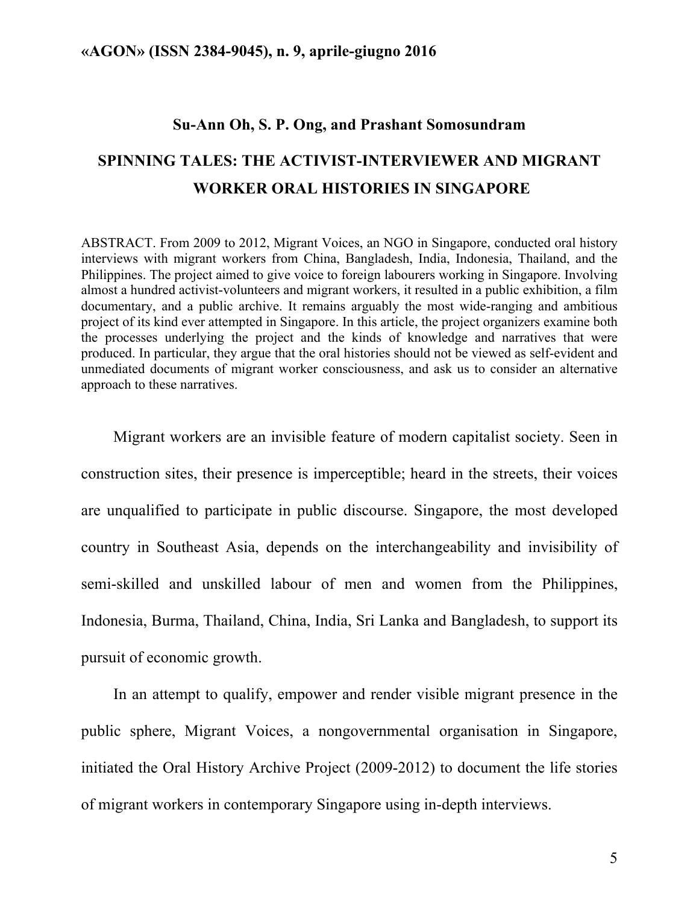**Su-Ann Oh, S. P. Ong, and Prashant Somosundram**

# SPINNING TALES: THE ACTIVIST-INTERVIEWER AND MIGRANT WORKER ORAL HISTORIES IN SINGAPORE

ABSTRACT. From 2009 to 2012, Migrant Voices, an NGO in Singapore, conducted oral history interviews with migrant workers from China, Bangladesh, India, Indonesia, Thailand, and the Philippines. The project aimed to give voice to foreign labourers working in Singapore. Involving almost a hundred activist-volunteers and migrant workers, it resulted in a public exhibition, a film documentary, and a public archive. It remains arguably the most wide-ranging and ambitious project of its kind ever attempted in Singapore. In this article, the project organizers examine both the processes underlying the project and the kinds of knowledge and narratives that were produced. In particular, they argue that the oral histories should not be viewed as self-evident and unmediated documents of migrant worker consciousness, and ask us to consider an alternative approach to these narratives.

Migrant workers are an invisible feature of modern capitalist society. Seen in construction sites, their presence is imperceptible; heard in the streets, their voices are unqualified to participate in public discourse. Singapore, the most developed country in Southeast Asia, depends on the interchangeability and invisibility of semi-skilled and unskilled labour of men and women from the Philippines, Indonesia, Burma, Thailand, China, India, Sri Lanka and Bangladesh, to support its pursuit of economic growth.

In an attempt to qualify, empower and render visible migrant presence in the public sphere, Migrant Voices, a nongovernmental organisation in Singapore, initiated the Oral History Archive Project (2009-2012) to document the life stories of migrant workers in contemporary Singapore using in-depth interviews.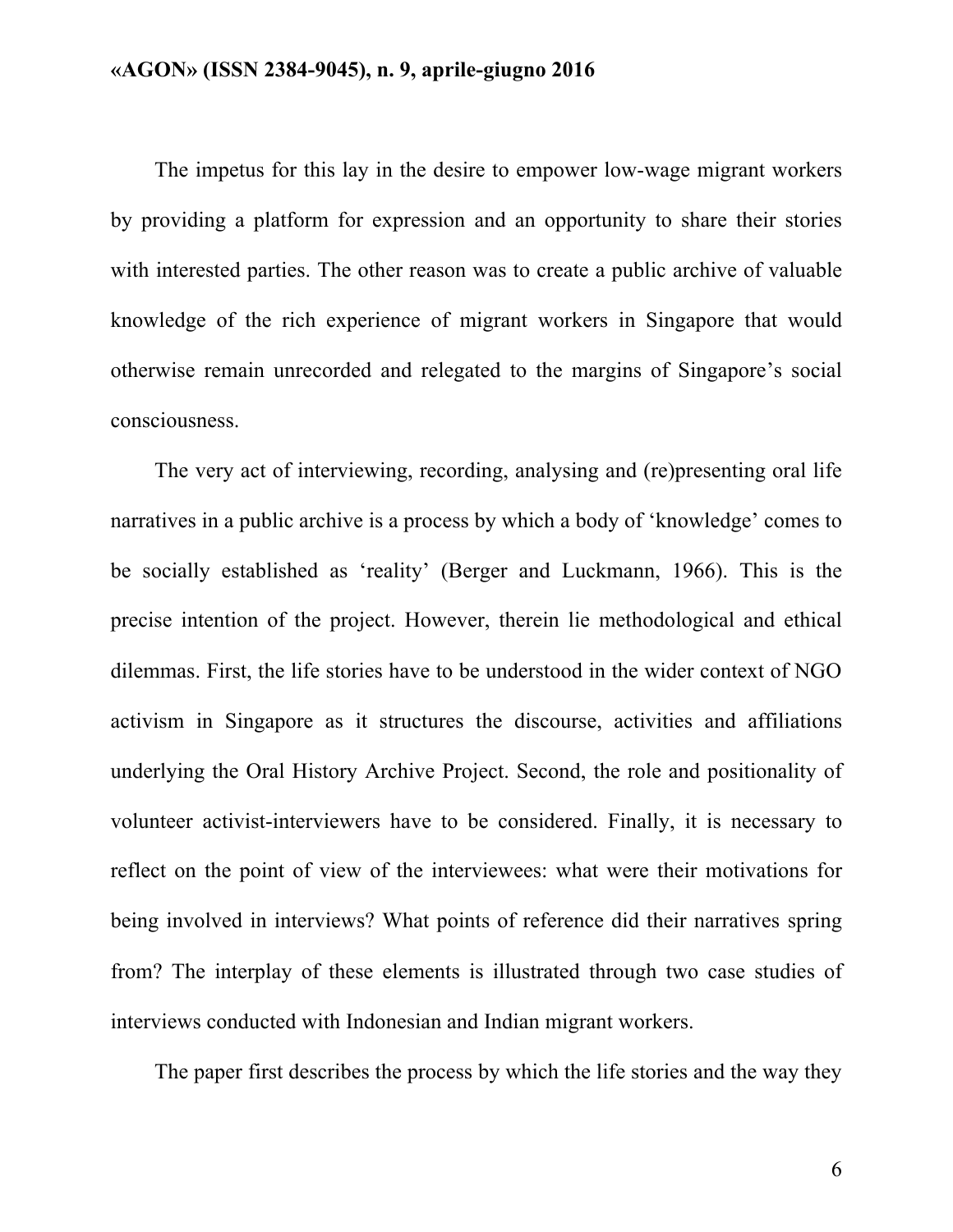The impetus for this lay in the desire to empower low-wage migrant workers by providing a platform for expression and an opportunity to share their stories with interested parties. The other reason was to create a public archive of valuable knowledge of the rich experience of migrant workers in Singapore that would otherwise remain unrecorded and relegated to the margins of Singapore's social consciousness.

The very act of interviewing, recording, analysing and (re)presenting oral life narratives in a public archive is a process by which a body of 'knowledge' comes to be socially established as 'reality' (Berger and Luckmann, 1966). This is the precise intention of the project. However, therein lie methodological and ethical dilemmas. First, the life stories have to be understood in the wider context of NGO activism in Singapore as it structures the discourse, activities and affiliations underlying the Oral History Archive Project. Second, the role and positionality of volunteer activist-interviewers have to be considered. Finally, it is necessary to reflect on the point of view of the interviewees: what were their motivations for being involved in interviews? What points of reference did their narratives spring from? The interplay of these elements is illustrated through two case studies of interviews conducted with Indonesian and Indian migrant workers.

The paper first describes the process by which the life stories and the way they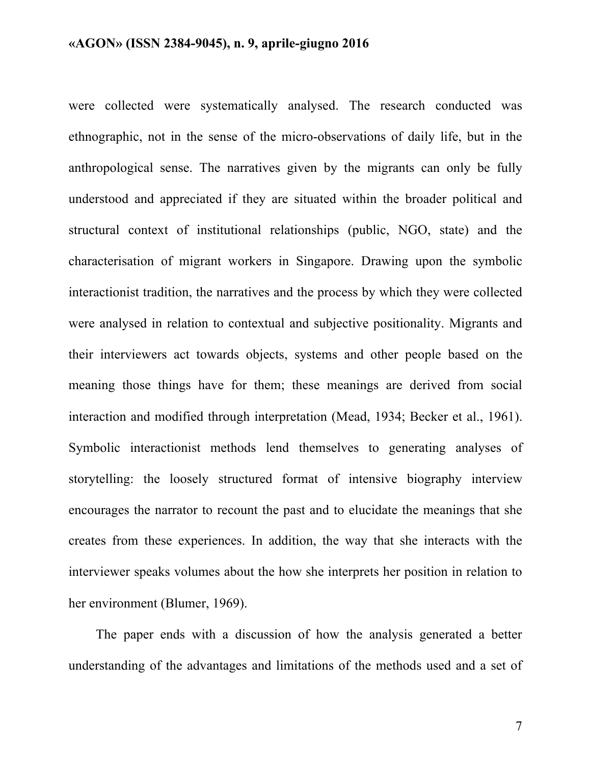were collected were systematically analysed. The research conducted was ethnographic, not in the sense of the micro-observations of daily life, but in the anthropological sense. The narratives given by the migrants can only be fully understood and appreciated if they are situated within the broader political and structural context of institutional relationships (public, NGO, state) and the characterisation of migrant workers in Singapore. Drawing upon the symbolic interactionist tradition, the narratives and the process by which they were collected were analysed in relation to contextual and subjective positionality. Migrants and their interviewers act towards objects, systems and other people based on the meaning those things have for them; these meanings are derived from social interaction and modified through interpretation (Mead, 1934; Becker et al., 1961). Symbolic interactionist methods lend themselves to generating analyses of storytelling: the loosely structured format of intensive biography interview encourages the narrator to recount the past and to elucidate the meanings that she creates from these experiences. In addition, the way that she interacts with the interviewer speaks volumes about the how she interprets her position in relation to her environment (Blumer, 1969).

The paper ends with a discussion of how the analysis generated a better understanding of the advantages and limitations of the methods used and a set of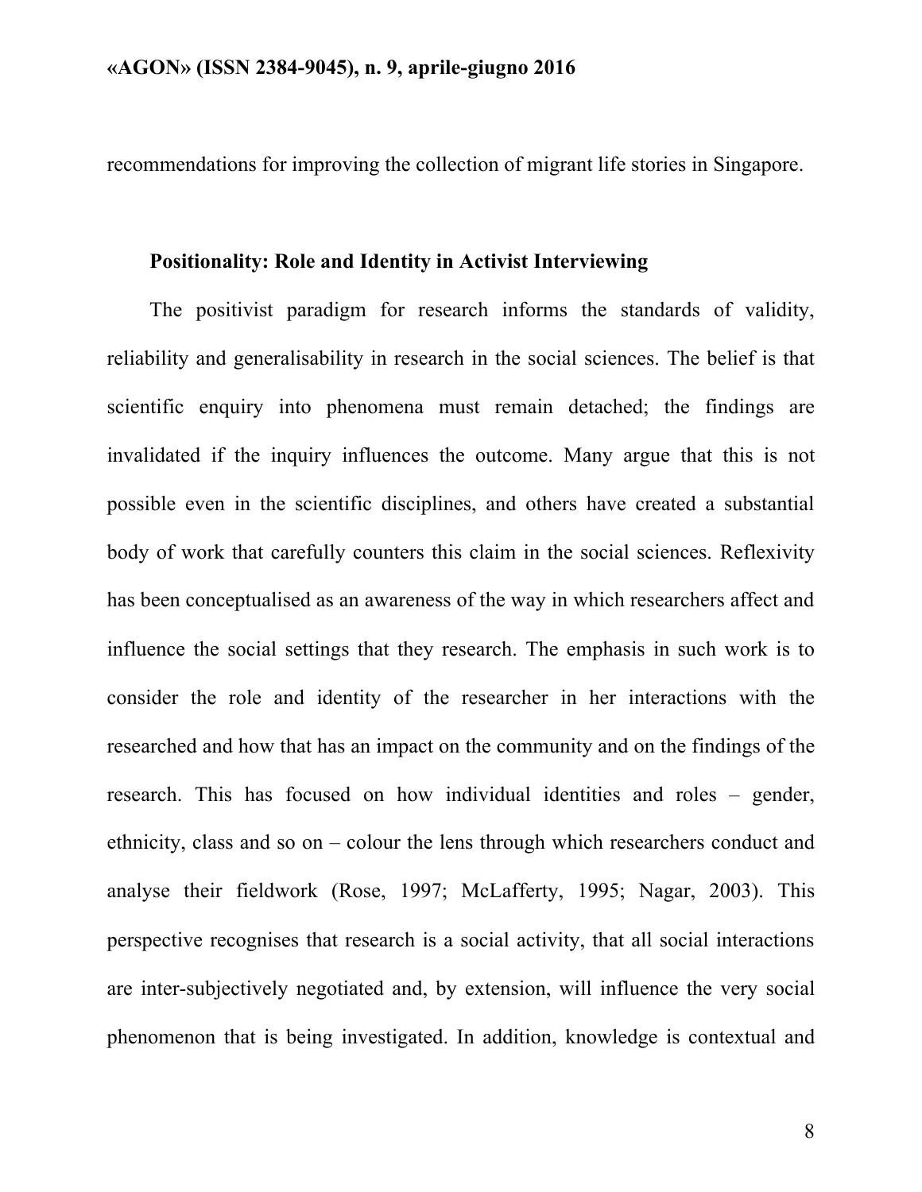recommendations for improving the collection of migrant life stories in Singapore.

## Positionality: Role and Identity in Activist Interviewing

The positivist paradigm for research informs the standards of validity, reliability and generalisability in research in the social sciences. The belief is that scientific enquiry into phenomena must remain detached; the findings are invalidated if the inquiry influences the outcome. Many argue that this is not possible even in the scientific disciplines, and others have created a substantial body of work that carefully counters this claim in the social sciences. Reflexivity has been conceptualised as an awareness of the way in which researchers affect and influence the social settings that they research. The emphasis in such work is to consider the role and identity of the researcher in her interactions with the researched and how that has an impact on the community and on the findings of the research. This has focused on how individual identities and roles – gender, ethnicity, class and so on – colour the lens through which researchers conduct and analyse their fieldwork (Rose, 1997; McLafferty, 1995; Nagar, 2003). This perspective recognises that research is a social activity, that all social interactions are inter-subjectively negotiated and, by extension, will influence the very social phenomenon that is being investigated. In addition, knowledge is contextual and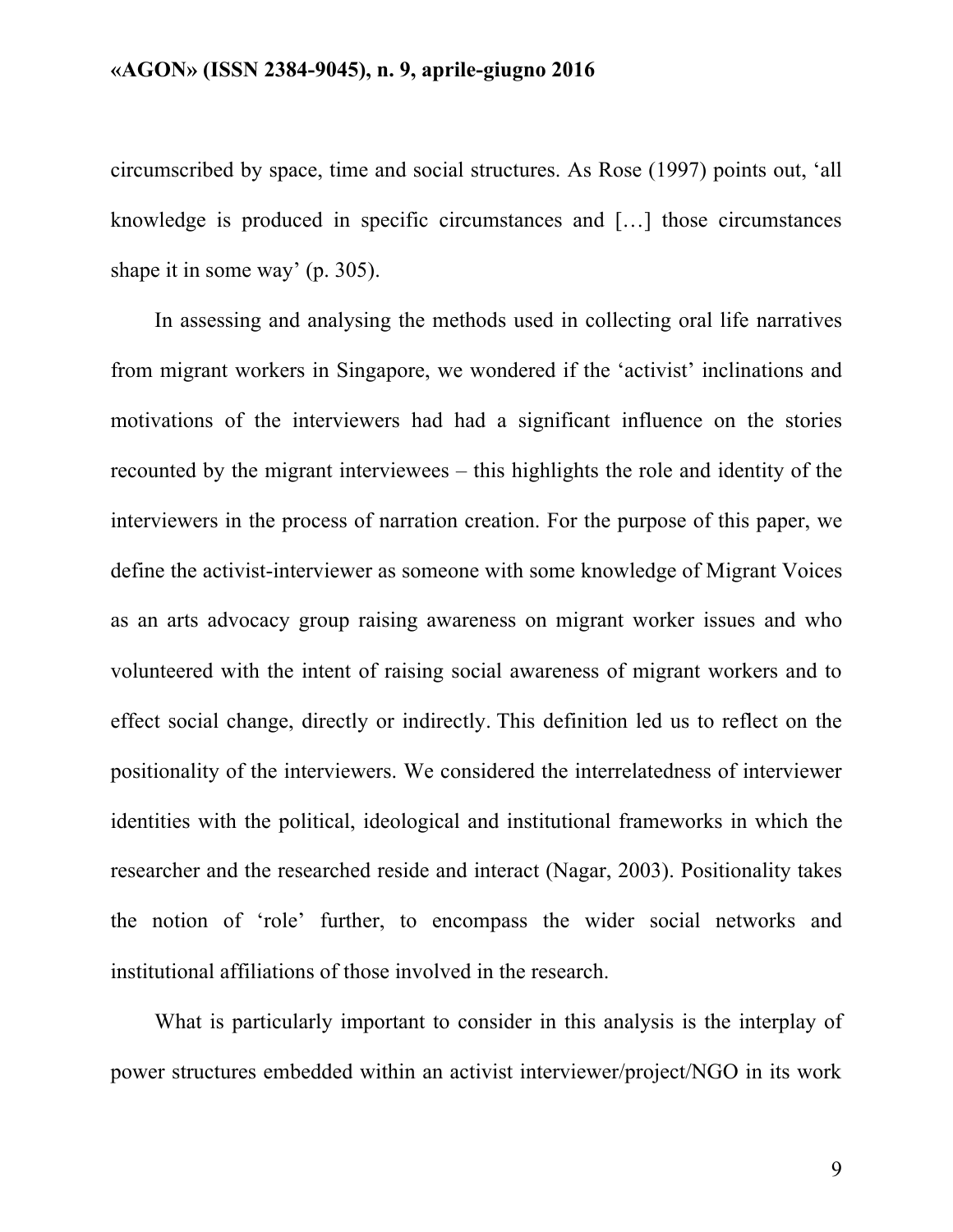circumscribed by space, time and social structures. As Rose (1997) points out, 'all knowledge is produced in specific circumstances and […] those circumstances shape it in some way' (p. 305).

In assessing and analysing the methods used in collecting oral life narratives from migrant workers in Singapore, we wondered if the 'activist' inclinations and motivations of the interviewers had had a significant influence on the stories recounted by the migrant interviewees – this highlights the role and identity of the interviewers in the process of narration creation. For the purpose of this paper, we define the activist-interviewer as someone with some knowledge of Migrant Voices as an arts advocacy group raising awareness on migrant worker issues and who volunteered with the intent of raising social awareness of migrant workers and to effect social change, directly or indirectly. This definition led us to reflect on the positionality of the interviewers. We considered the interrelatedness of interviewer identities with the political, ideological and institutional frameworks in which the researcher and the researched reside and interact (Nagar, 2003). Positionality takes the notion of 'role' further, to encompass the wider social networks and institutional affiliations of those involved in the research.

What is particularly important to consider in this analysis is the interplay of power structures embedded within an activist interviewer/project/NGO in its work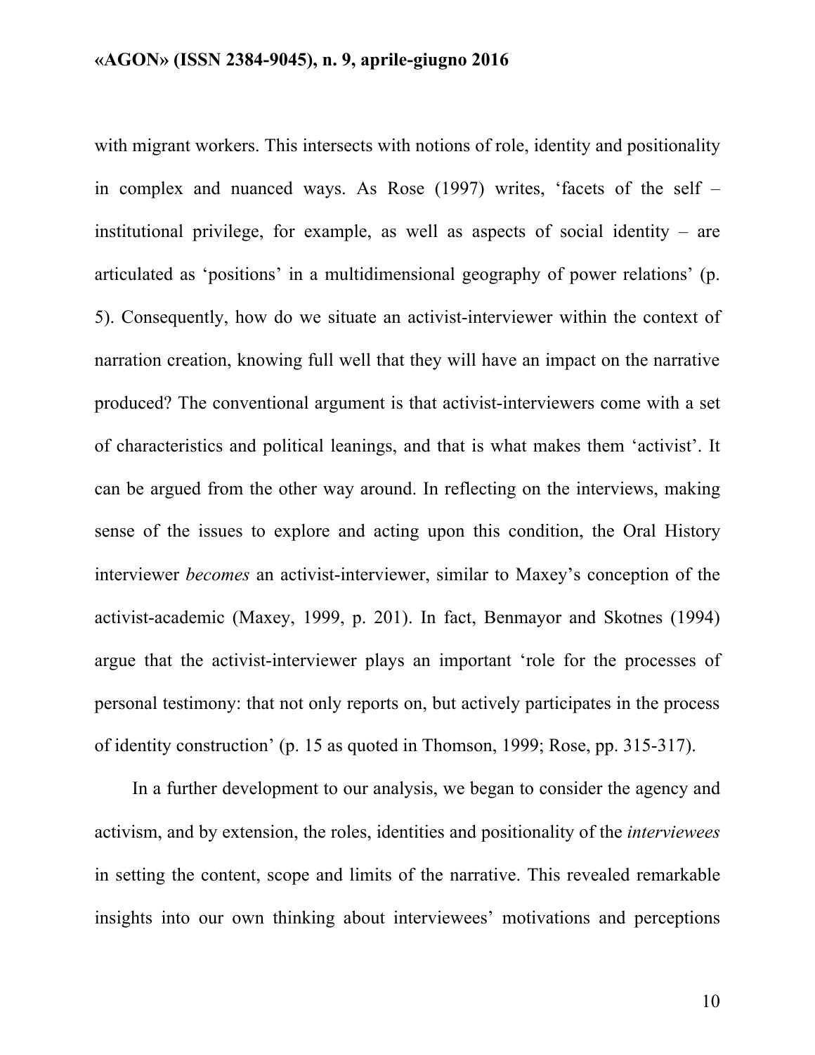with migrant workers. This intersects with notions of role, identity and positionality in complex and nuanced ways. As Rose (1997) writes, 'facets of the self – institutional privilege, for example, as well as aspects of social identity – are articulated as 'positions' in a multidimensional geography of power relations' (p. 5). Consequently, how do we situate an activist-interviewer within the context of narration creation, knowing full well that they will have an impact on the narrative produced? The conventional argument is that activist-interviewers come with a set of characteristics and political leanings, and that is what makes them 'activist'. It can be argued from the other way around. In reflecting on the interviews, making sense of the issues to explore and acting upon this condition, the Oral History interviewer *becomes* an activist-interviewer, similar to Maxey's conception of the activist-academic (Maxey, 1999, p. 201). In fact, Benmayor and Skotnes (1994) argue that the activist-interviewer plays an important 'role for the processes of personal testimony: that not only reports on, but actively participates in the process of identity construction' (p. 15 as quoted in Thomson, 1999; Rose, pp. 315-317).

In a further development to our analysis, we began to consider the agency and activism, and by extension, the roles, identities and positionality of the *interviewees* in setting the content, scope and limits of the narrative. This revealed remarkable insights into our own thinking about interviewees' motivations and perceptions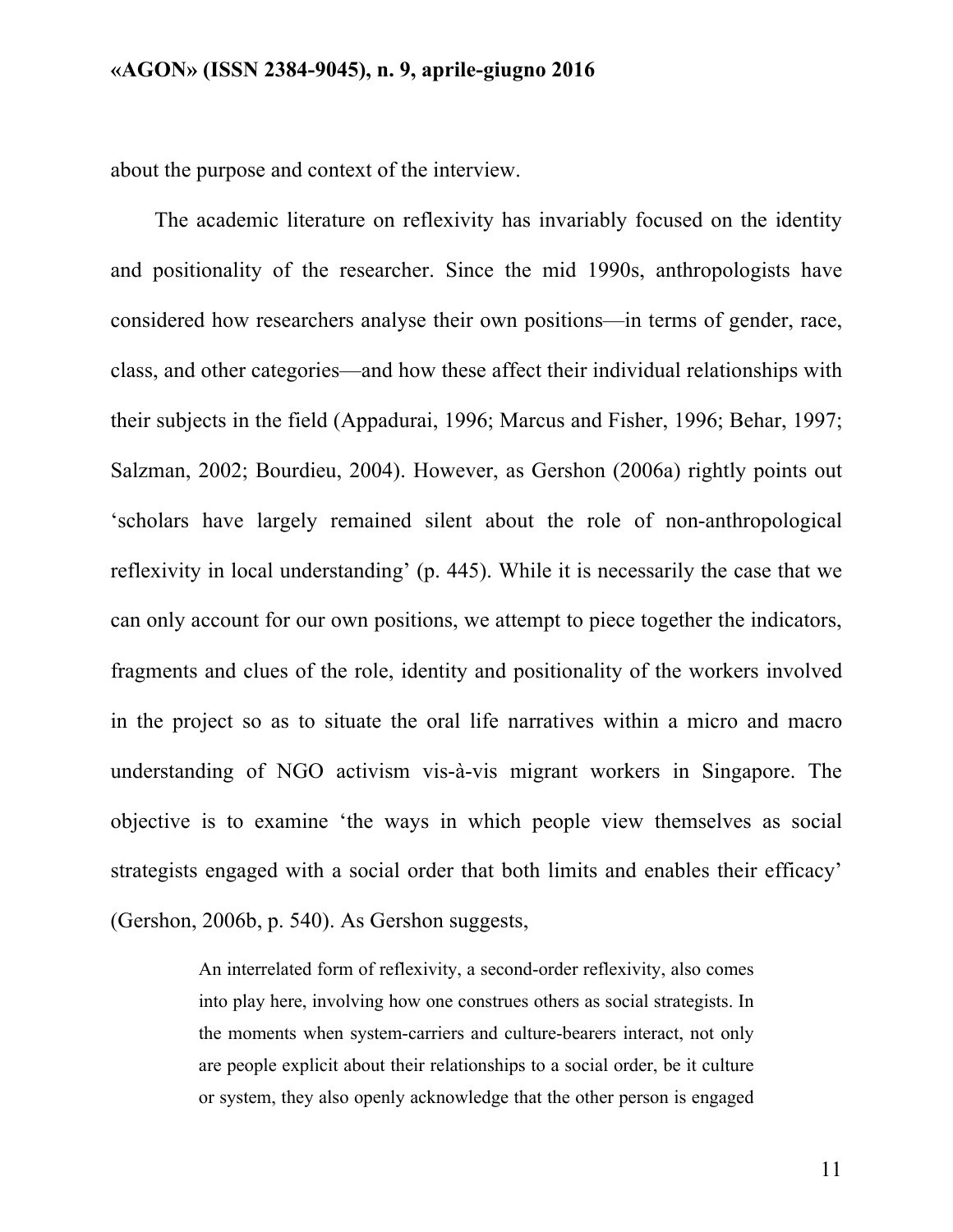about the purpose and context of the interview.

The academic literature on reflexivity has invariably focused on the identity and positionality of the researcher. Since the mid 1990s, anthropologists have considered how researchers analyse their own positions—in terms of gender, race, class, and other categories—and how these affect their individual relationships with their subjects in the field (Appadurai, 1996; Marcus and Fisher, 1996; Behar, 1997; Salzman, 2002; Bourdieu, 2004). However, as Gershon (2006a) rightly points out 'scholars have largely remained silent about the role of non-anthropological reflexivity in local understanding' (p. 445). While it is necessarily the case that we can only account for our own positions, we attempt to piece together the indicators, fragments and clues of the role, identity and positionality of the workers involved in the project so as to situate the oral life narratives within a micro and macro understanding of NGO activism vis-à-vis migrant workers in Singapore. The objective is to examine 'the ways in which people view themselves as social strategists engaged with a social order that both limits and enables their efficacy' (Gershon, 2006b, p. 540). As Gershon suggests,

> An interrelated form of reflexivity, a second-order reflexivity, also comes into play here, involving how one construes others as social strategists. In the moments when system-carriers and culture-bearers interact, not only are people explicit about their relationships to a social order, be it culture or system, they also openly acknowledge that the other person is engaged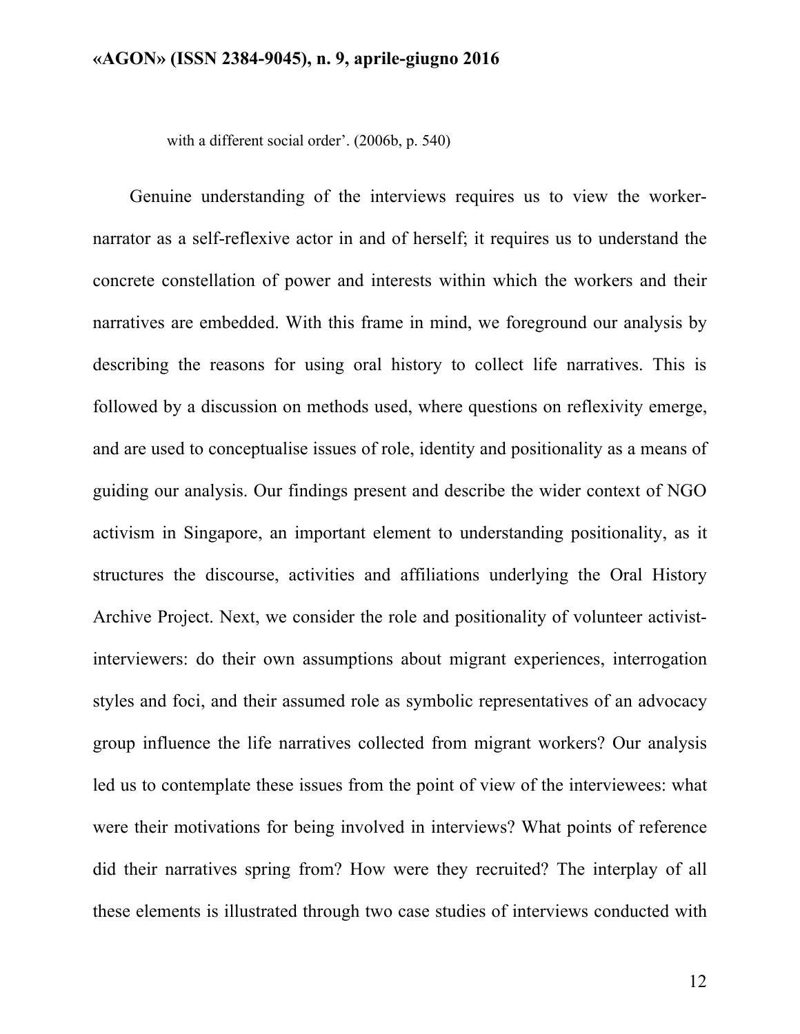with a different social order'. (2006b, p. 540)

Genuine understanding of the interviews requires us to view the worker-narrator as a self-reflexive actor in and of herself; it requires us to understand the concrete constellation of power and interests within which the workers and their narratives are embedded. With this frame in mind, we foreground our analysis by describing the reasons for using oral history to collect life narratives. This is followed by a discussion on methods used, where questions on reflexivity emerge, and are used to conceptualise issues of role, identity and positionality as a means of guiding our analysis. Our findings present and describe the wider context of NGO activism in Singapore, an important element to understanding positionality, as it structures the discourse, activities and affiliations underlying the Oral History Archive Project. Next, we consider the role and positionality of volunteer activist-interviewers: do their own assumptions about migrant experiences, interrogation styles and foci, and their assumed role as symbolic representatives of an advocacy group influence the life narratives collected from migrant workers? Our analysis led us to contemplate these issues from the point of view of the interviewees: what were their motivations for being involved in interviews? What points of reference did their narratives spring from? How were they recruited? The interplay of all these elements is illustrated through two case studies of interviews conducted with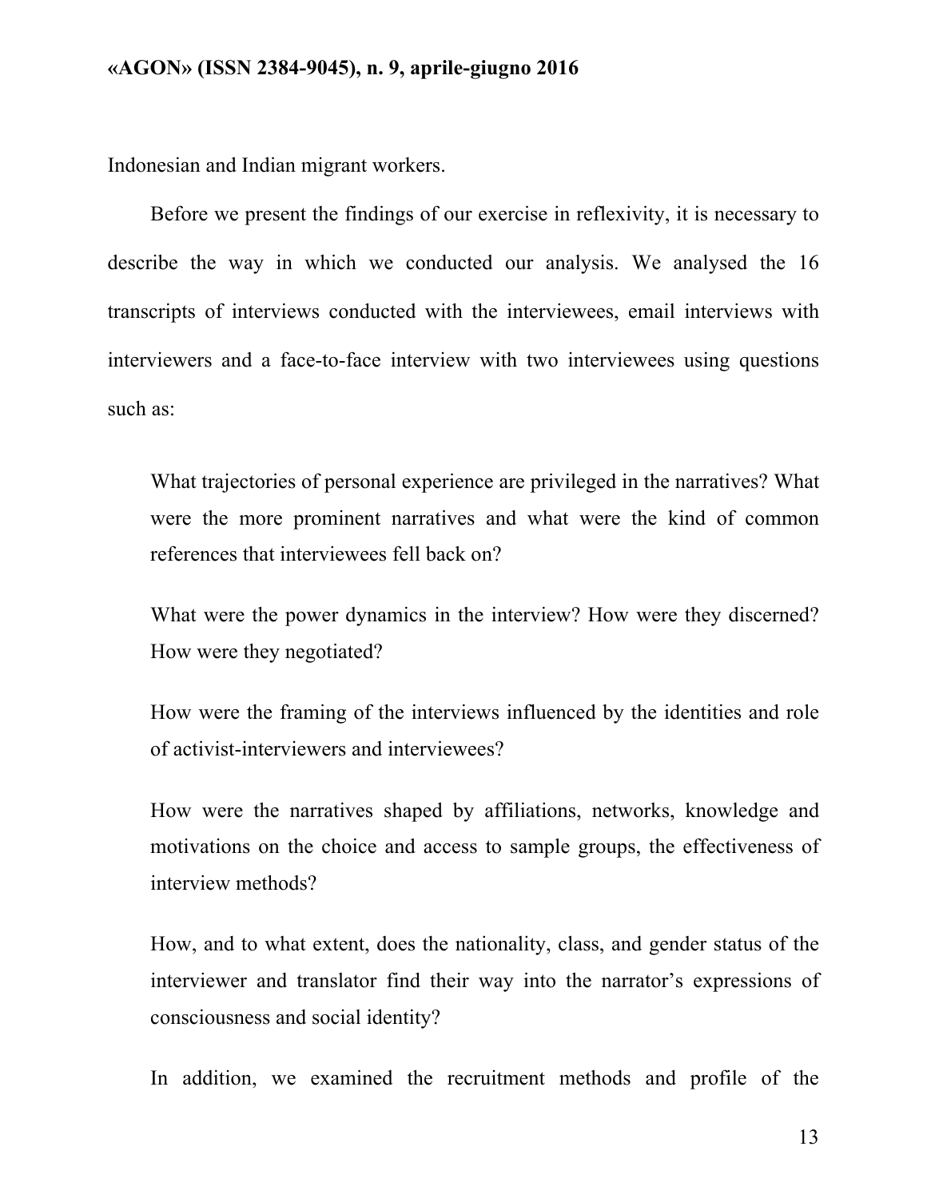Indonesian and Indian migrant workers.

Before we present the findings of our exercise in reflexivity, it is necessary to describe the way in which we conducted our analysis. We analysed the 16 transcripts of interviews conducted with the interviewees, email interviews with interviewers and a face-to-face interview with two interviewees using questions such as:

> What trajectories of personal experience are privileged in the narratives? What were the more prominent narratives and what were the kind of common references that interviewees fell back on?
>
> What were the power dynamics in the interview? How were they discerned? How were they negotiated?
>
> How were the framing of the interviews influenced by the identities and role of activist-interviewers and interviewees?
>
> How were the narratives shaped by affiliations, networks, knowledge and motivations on the choice and access to sample groups, the effectiveness of interview methods?
>
> How, and to what extent, does the nationality, class, and gender status of the interviewer and translator find their way into the narrator's expressions of consciousness and social identity?

In addition, we examined the recruitment methods and profile of the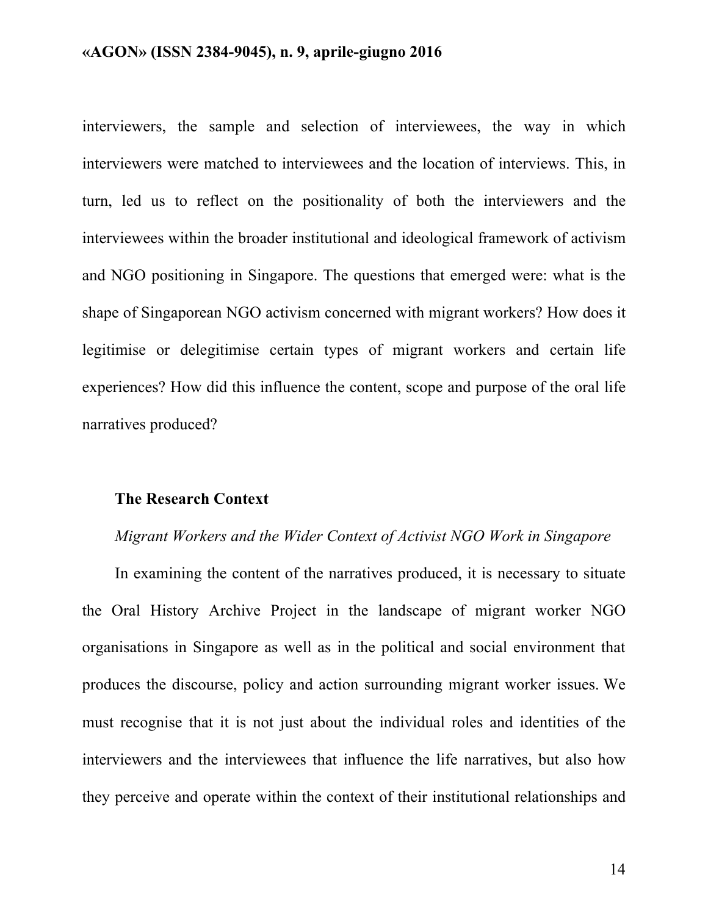interviewers, the sample and selection of interviewees, the way in which interviewers were matched to interviewees and the location of interviews. This, in turn, led us to reflect on the positionality of both the interviewers and the interviewees within the broader institutional and ideological framework of activism and NGO positioning in Singapore. The questions that emerged were: what is the shape of Singaporean NGO activism concerned with migrant workers? How does it legitimise or delegitimise certain types of migrant workers and certain life experiences? How did this influence the content, scope and purpose of the oral life narratives produced?

## The Research Context

### *Migrant Workers and the Wider Context of Activist NGO Work in Singapore*

In examining the content of the narratives produced, it is necessary to situate the Oral History Archive Project in the landscape of migrant worker NGO organisations in Singapore as well as in the political and social environment that produces the discourse, policy and action surrounding migrant worker issues. We must recognise that it is not just about the individual roles and identities of the interviewers and the interviewees that influence the life narratives, but also how they perceive and operate within the context of their institutional relationships and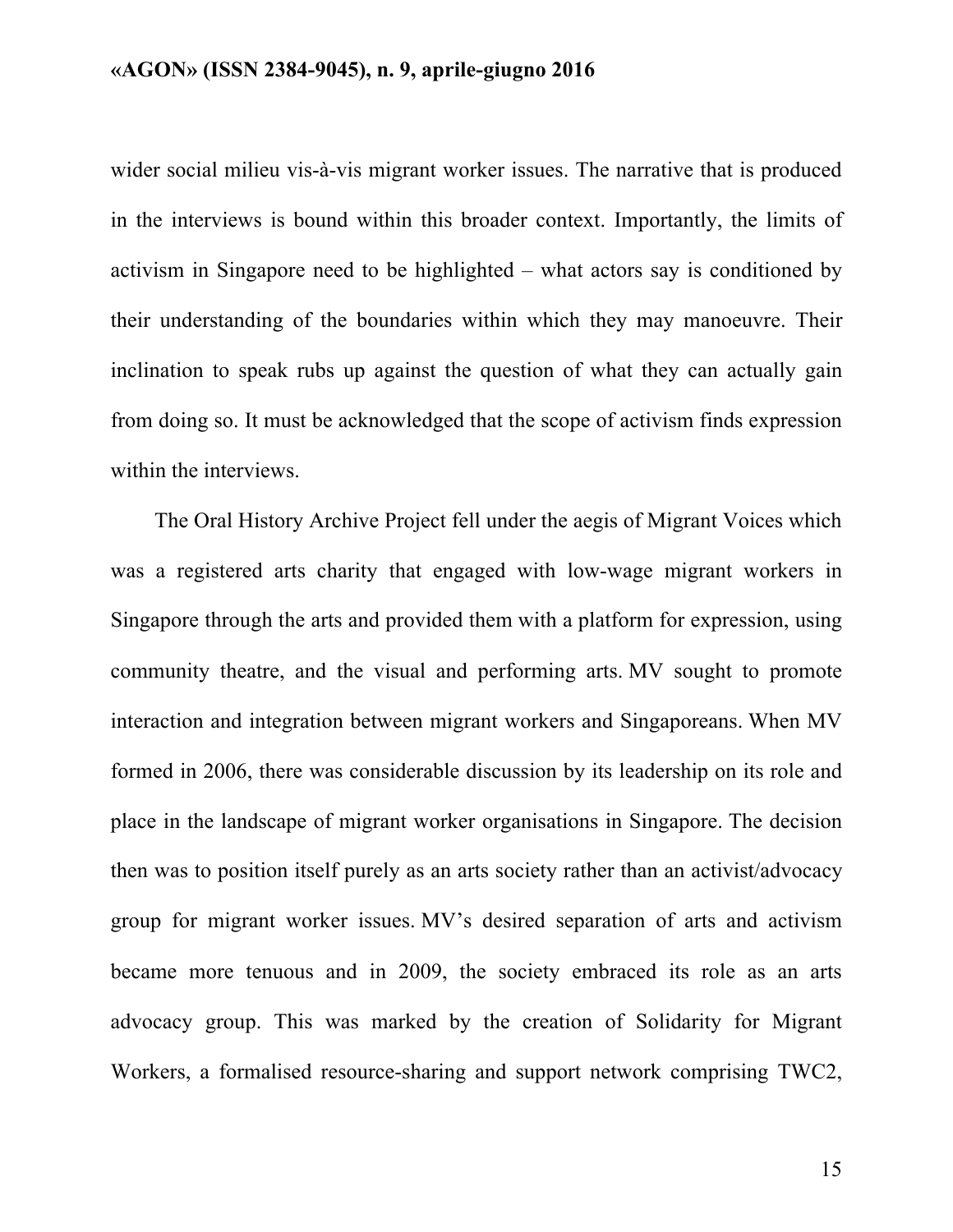wider social milieu vis-à-vis migrant worker issues. The narrative that is produced in the interviews is bound within this broader context. Importantly, the limits of activism in Singapore need to be highlighted – what actors say is conditioned by their understanding of the boundaries within which they may manoeuvre. Their inclination to speak rubs up against the question of what they can actually gain from doing so. It must be acknowledged that the scope of activism finds expression within the interviews.

The Oral History Archive Project fell under the aegis of Migrant Voices which was a registered arts charity that engaged with low-wage migrant workers in Singapore through the arts and provided them with a platform for expression, using community theatre, and the visual and performing arts. MV sought to promote interaction and integration between migrant workers and Singaporeans. When MV formed in 2006, there was considerable discussion by its leadership on its role and place in the landscape of migrant worker organisations in Singapore. The decision then was to position itself purely as an arts society rather than an activist/advocacy group for migrant worker issues. MV's desired separation of arts and activism became more tenuous and in 2009, the society embraced its role as an arts advocacy group. This was marked by the creation of Solidarity for Migrant Workers, a formalised resource-sharing and support network comprising TWC2,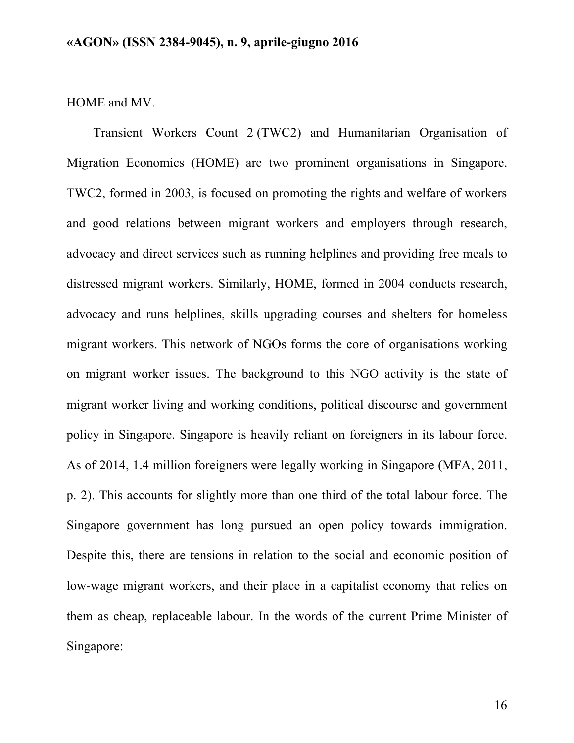HOME and MV.

Transient Workers Count 2 (TWC2) and Humanitarian Organisation of Migration Economics (HOME) are two prominent organisations in Singapore. TWC2, formed in 2003, is focused on promoting the rights and welfare of workers and good relations between migrant workers and employers through research, advocacy and direct services such as running helplines and providing free meals to distressed migrant workers. Similarly, HOME, formed in 2004 conducts research, advocacy and runs helplines, skills upgrading courses and shelters for homeless migrant workers. This network of NGOs forms the core of organisations working on migrant worker issues. The background to this NGO activity is the state of migrant worker living and working conditions, political discourse and government policy in Singapore. Singapore is heavily reliant on foreigners in its labour force. As of 2014, 1.4 million foreigners were legally working in Singapore (MFA, 2011, p. 2). This accounts for slightly more than one third of the total labour force. The Singapore government has long pursued an open policy towards immigration. Despite this, there are tensions in relation to the social and economic position of low-wage migrant workers, and their place in a capitalist economy that relies on them as cheap, replaceable labour. In the words of the current Prime Minister of Singapore: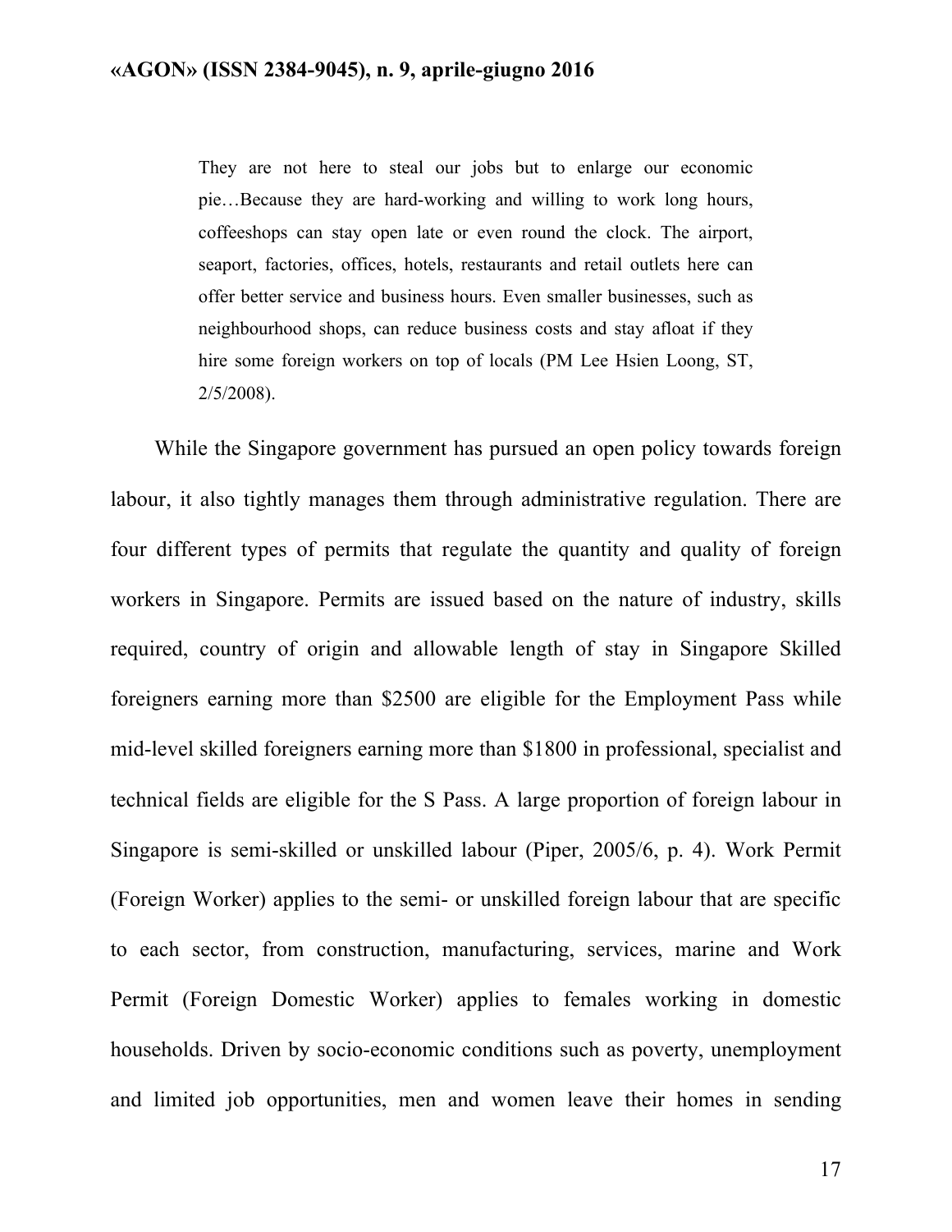> They are not here to steal our jobs but to enlarge our economic pie…Because they are hard-working and willing to work long hours, coffeeshops can stay open late or even round the clock. The airport, seaport, factories, offices, hotels, restaurants and retail outlets here can offer better service and business hours. Even smaller businesses, such as neighbourhood shops, can reduce business costs and stay afloat if they hire some foreign workers on top of locals (PM Lee Hsien Loong, ST, 2/5/2008).

While the Singapore government has pursued an open policy towards foreign labour, it also tightly manages them through administrative regulation. There are four different types of permits that regulate the quantity and quality of foreign workers in Singapore. Permits are issued based on the nature of industry, skills required, country of origin and allowable length of stay in Singapore Skilled foreigners earning more than $2500 are eligible for the Employment Pass while mid-level skilled foreigners earning more than $1800 in professional, specialist and technical fields are eligible for the S Pass. A large proportion of foreign labour in Singapore is semi-skilled or unskilled labour (Piper, 2005/6, p. 4). Work Permit (Foreign Worker) applies to the semi- or unskilled foreign labour that are specific to each sector, from construction, manufacturing, services, marine and Work Permit (Foreign Domestic Worker) applies to females working in domestic households. Driven by socio-economic conditions such as poverty, unemployment and limited job opportunities, men and women leave their homes in sending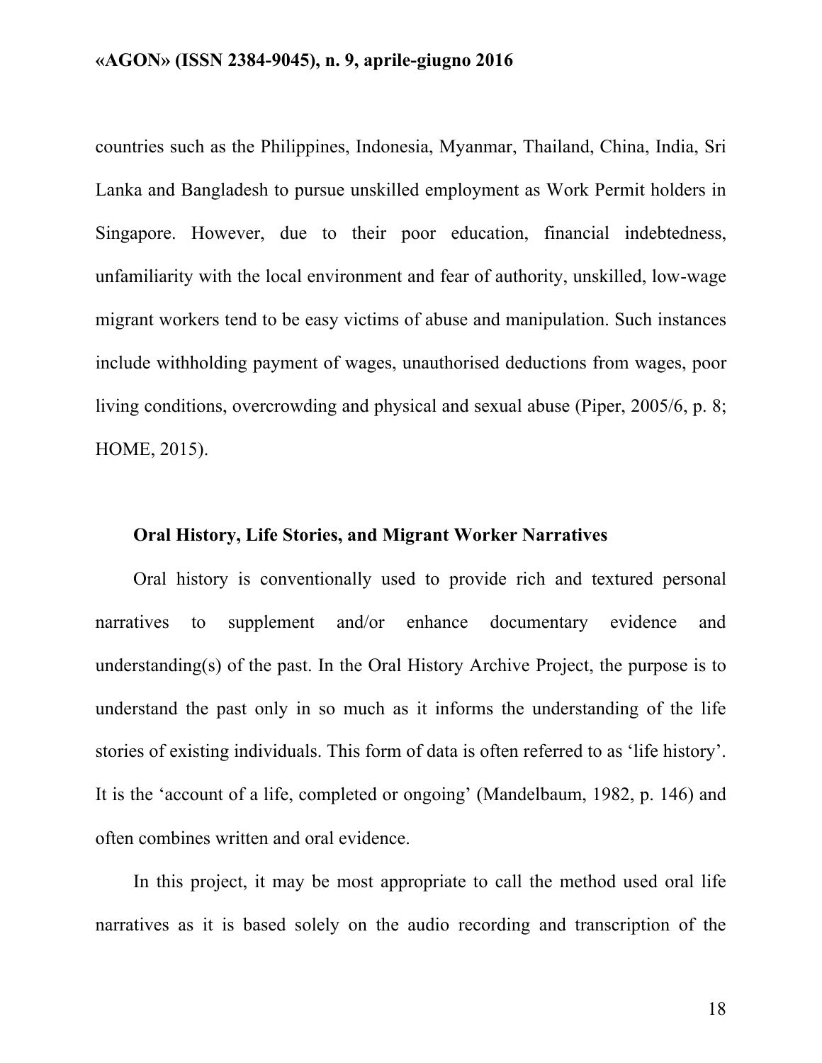countries such as the Philippines, Indonesia, Myanmar, Thailand, China, India, Sri Lanka and Bangladesh to pursue unskilled employment as Work Permit holders in Singapore. However, due to their poor education, financial indebtedness, unfamiliarity with the local environment and fear of authority, unskilled, low-wage migrant workers tend to be easy victims of abuse and manipulation. Such instances include withholding payment of wages, unauthorised deductions from wages, poor living conditions, overcrowding and physical and sexual abuse (Piper, 2005/6, p. 8; HOME, 2015).

### Oral History, Life Stories, and Migrant Worker Narratives

Oral history is conventionally used to provide rich and textured personal narratives to supplement and/or enhance documentary evidence and understanding(s) of the past. In the Oral History Archive Project, the purpose is to understand the past only in so much as it informs the understanding of the life stories of existing individuals. This form of data is often referred to as 'life history'. It is the 'account of a life, completed or ongoing' (Mandelbaum, 1982, p. 146) and often combines written and oral evidence.

In this project, it may be most appropriate to call the method used oral life narratives as it is based solely on the audio recording and transcription of the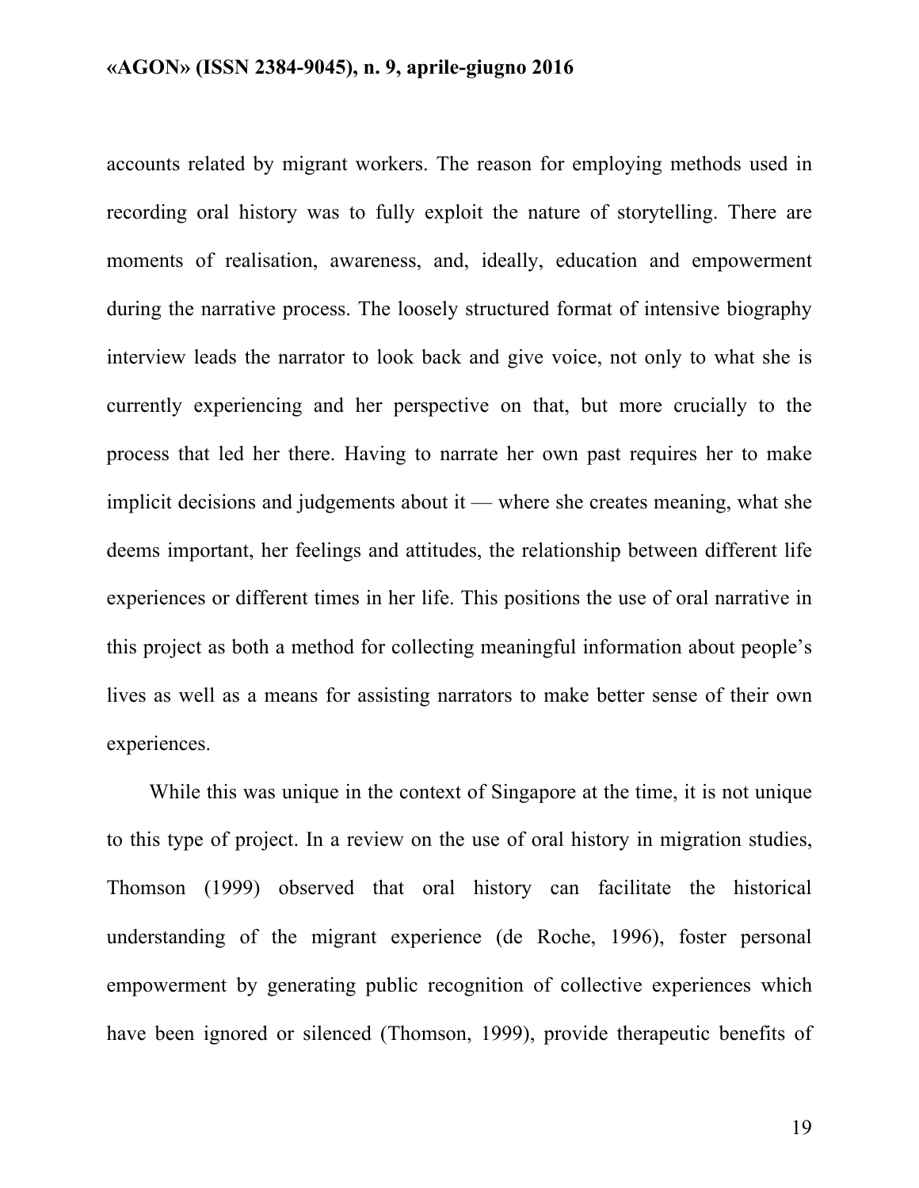accounts related by migrant workers. The reason for employing methods used in recording oral history was to fully exploit the nature of storytelling. There are moments of realisation, awareness, and, ideally, education and empowerment during the narrative process. The loosely structured format of intensive biography interview leads the narrator to look back and give voice, not only to what she is currently experiencing and her perspective on that, but more crucially to the process that led her there. Having to narrate her own past requires her to make implicit decisions and judgements about it — where she creates meaning, what she deems important, her feelings and attitudes, the relationship between different life experiences or different times in her life. This positions the use of oral narrative in this project as both a method for collecting meaningful information about people's lives as well as a means for assisting narrators to make better sense of their own experiences.

While this was unique in the context of Singapore at the time, it is not unique to this type of project. In a review on the use of oral history in migration studies, Thomson (1999) observed that oral history can facilitate the historical understanding of the migrant experience (de Roche, 1996), foster personal empowerment by generating public recognition of collective experiences which have been ignored or silenced (Thomson, 1999), provide therapeutic benefits of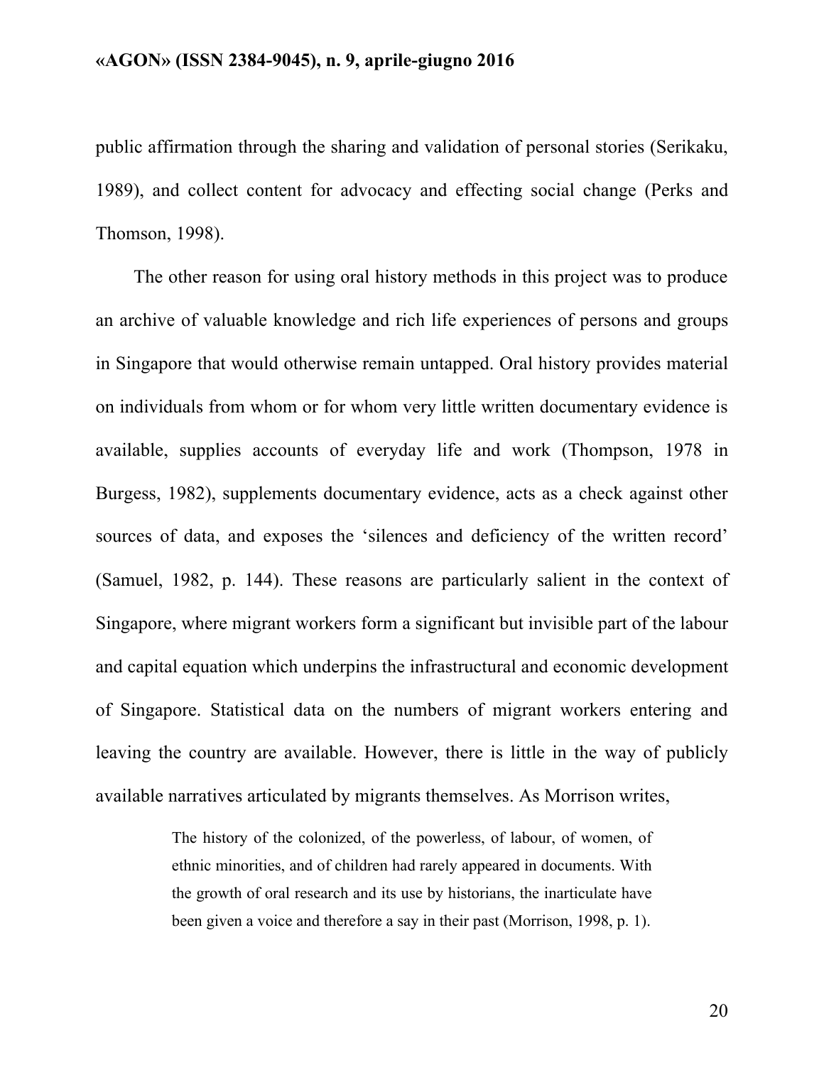public affirmation through the sharing and validation of personal stories (Serikaku, 1989), and collect content for advocacy and effecting social change (Perks and Thomson, 1998).

The other reason for using oral history methods in this project was to produce an archive of valuable knowledge and rich life experiences of persons and groups in Singapore that would otherwise remain untapped. Oral history provides material on individuals from whom or for whom very little written documentary evidence is available, supplies accounts of everyday life and work (Thompson, 1978 in Burgess, 1982), supplements documentary evidence, acts as a check against other sources of data, and exposes the 'silences and deficiency of the written record' (Samuel, 1982, p. 144). These reasons are particularly salient in the context of Singapore, where migrant workers form a significant but invisible part of the labour and capital equation which underpins the infrastructural and economic development of Singapore. Statistical data on the numbers of migrant workers entering and leaving the country are available. However, there is little in the way of publicly available narratives articulated by migrants themselves. As Morrison writes,

> The history of the colonized, of the powerless, of labour, of women, of ethnic minorities, and of children had rarely appeared in documents. With the growth of oral research and its use by historians, the inarticulate have been given a voice and therefore a say in their past (Morrison, 1998, p. 1).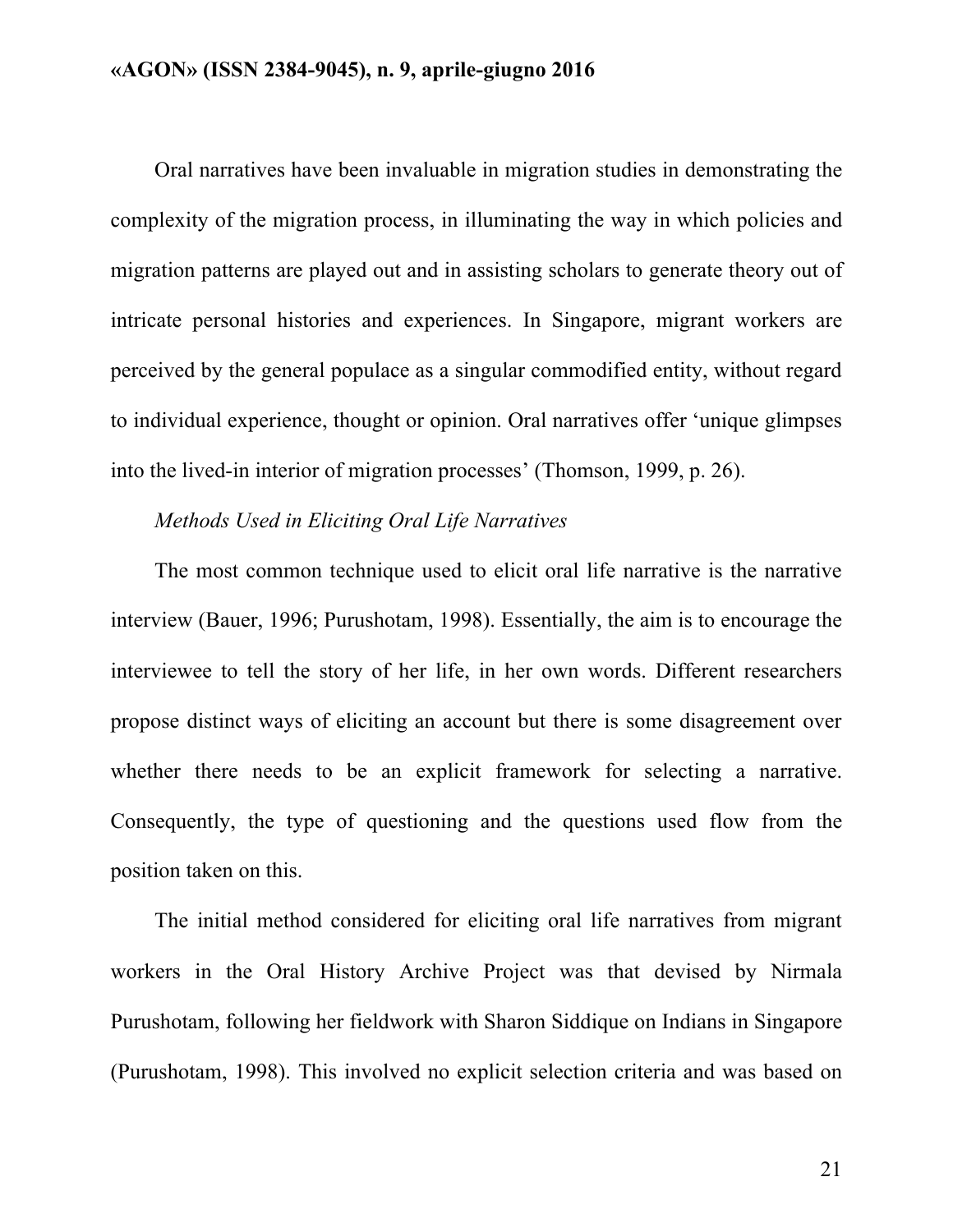Oral narratives have been invaluable in migration studies in demonstrating the complexity of the migration process, in illuminating the way in which policies and migration patterns are played out and in assisting scholars to generate theory out of intricate personal histories and experiences. In Singapore, migrant workers are perceived by the general populace as a singular commodified entity, without regard to individual experience, thought or opinion. Oral narratives offer 'unique glimpses into the lived-in interior of migration processes' (Thomson, 1999, p. 26).

*Methods Used in Eliciting Oral Life Narratives*

The most common technique used to elicit oral life narrative is the narrative interview (Bauer, 1996; Purushotam, 1998). Essentially, the aim is to encourage the interviewee to tell the story of her life, in her own words. Different researchers propose distinct ways of eliciting an account but there is some disagreement over whether there needs to be an explicit framework for selecting a narrative. Consequently, the type of questioning and the questions used flow from the position taken on this.

The initial method considered for eliciting oral life narratives from migrant workers in the Oral History Archive Project was that devised by Nirmala Purushotam, following her fieldwork with Sharon Siddique on Indians in Singapore (Purushotam, 1998). This involved no explicit selection criteria and was based on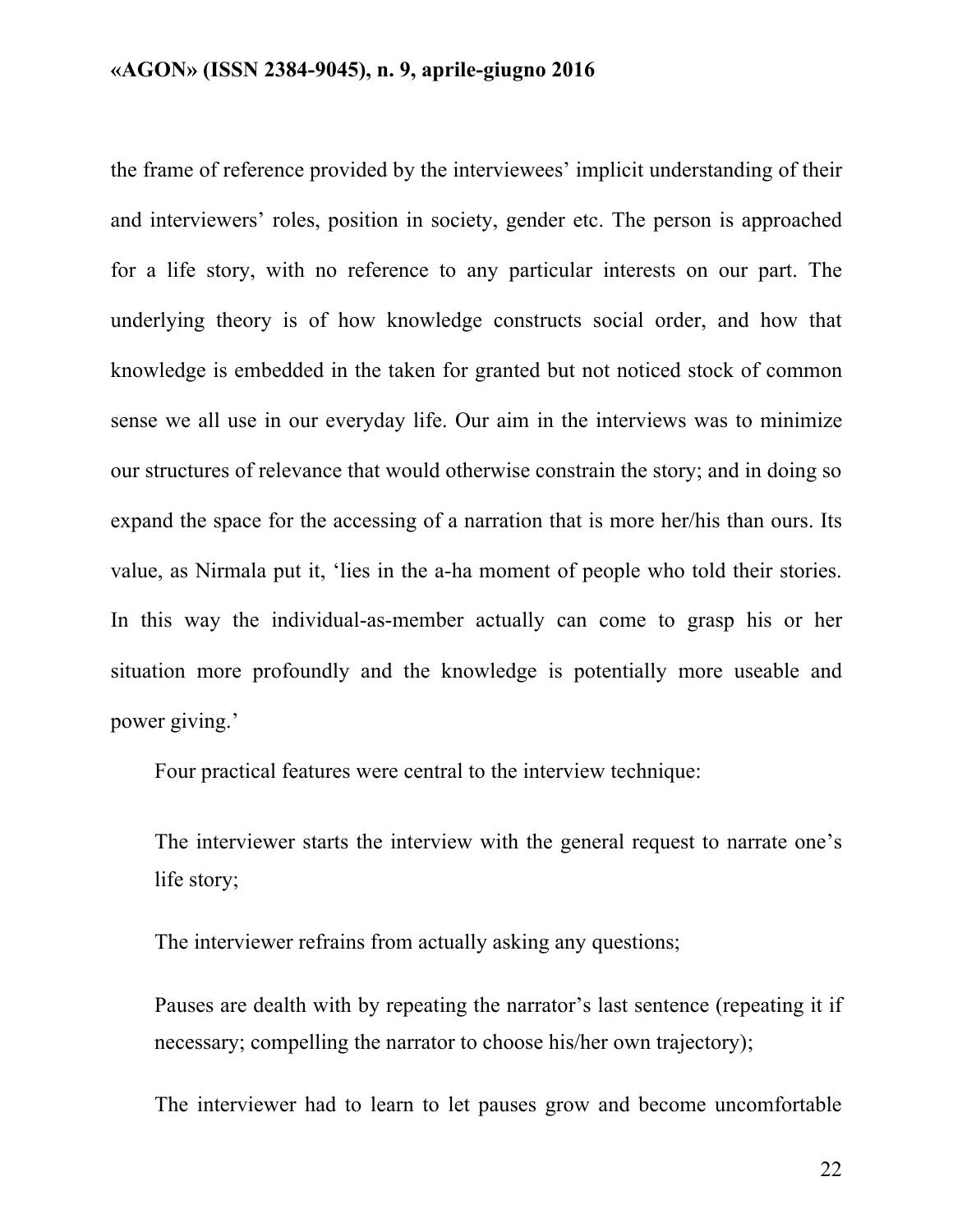the frame of reference provided by the interviewees' implicit understanding of their and interviewers' roles, position in society, gender etc. The person is approached for a life story, with no reference to any particular interests on our part. The underlying theory is of how knowledge constructs social order, and how that knowledge is embedded in the taken for granted but not noticed stock of common sense we all use in our everyday life. Our aim in the interviews was to minimize our structures of relevance that would otherwise constrain the story; and in doing so expand the space for the accessing of a narration that is more her/his than ours. Its value, as Nirmala put it, 'lies in the a-ha moment of people who told their stories. In this way the individual-as-member actually can come to grasp his or her situation more profoundly and the knowledge is potentially more useable and power giving.'

Four practical features were central to the interview technique:

The interviewer starts the interview with the general request to narrate one's life story;

The interviewer refrains from actually asking any questions;

Pauses are dealth with by repeating the narrator's last sentence (repeating it if necessary; compelling the narrator to choose his/her own trajectory);

The interviewer had to learn to let pauses grow and become uncomfortable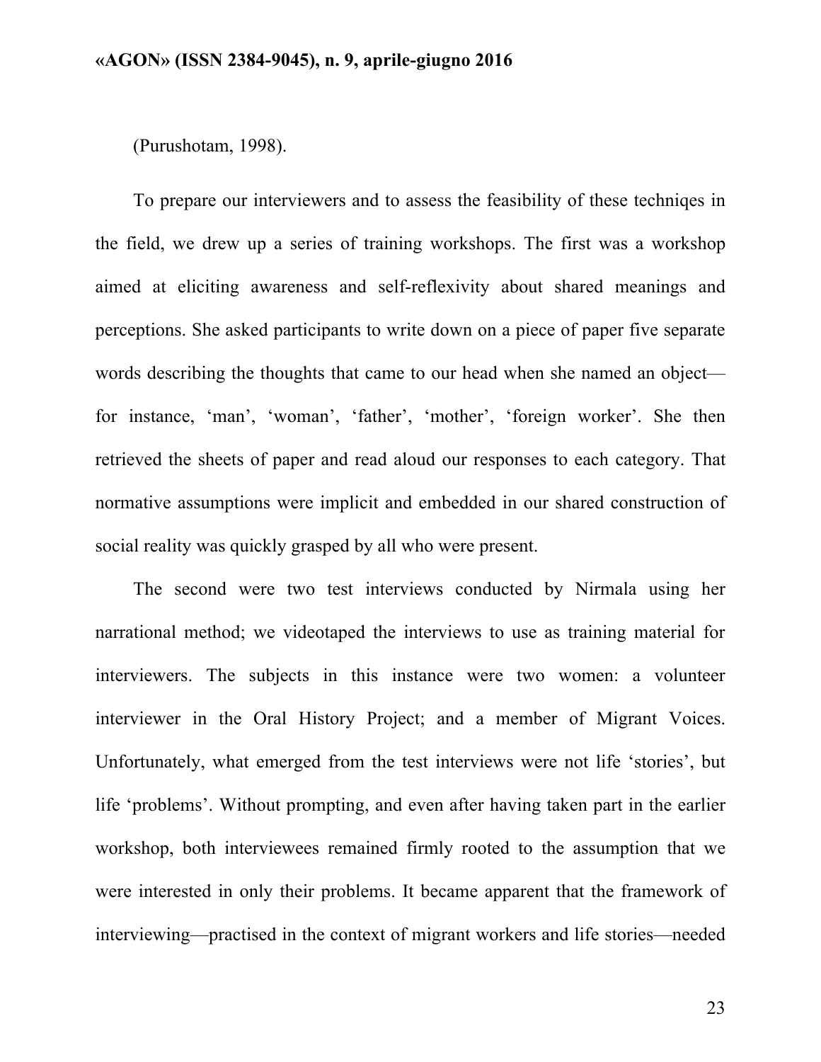(Purushotam, 1998).

To prepare our interviewers and to assess the feasibility of these techniqes in the field, we drew up a series of training workshops. The first was a workshop aimed at eliciting awareness and self-reflexivity about shared meanings and perceptions. She asked participants to write down on a piece of paper five separate words describing the thoughts that came to our head when she named an object—for instance, 'man', 'woman', 'father', 'mother', 'foreign worker'. She then retrieved the sheets of paper and read aloud our responses to each category. That normative assumptions were implicit and embedded in our shared construction of social reality was quickly grasped by all who were present.

The second were two test interviews conducted by Nirmala using her narrational method; we videotaped the interviews to use as training material for interviewers. The subjects in this instance were two women: a volunteer interviewer in the Oral History Project; and a member of Migrant Voices. Unfortunately, what emerged from the test interviews were not life 'stories', but life 'problems'. Without prompting, and even after having taken part in the earlier workshop, both interviewees remained firmly rooted to the assumption that we were interested in only their problems. It became apparent that the framework of interviewing—practised in the context of migrant workers and life stories—needed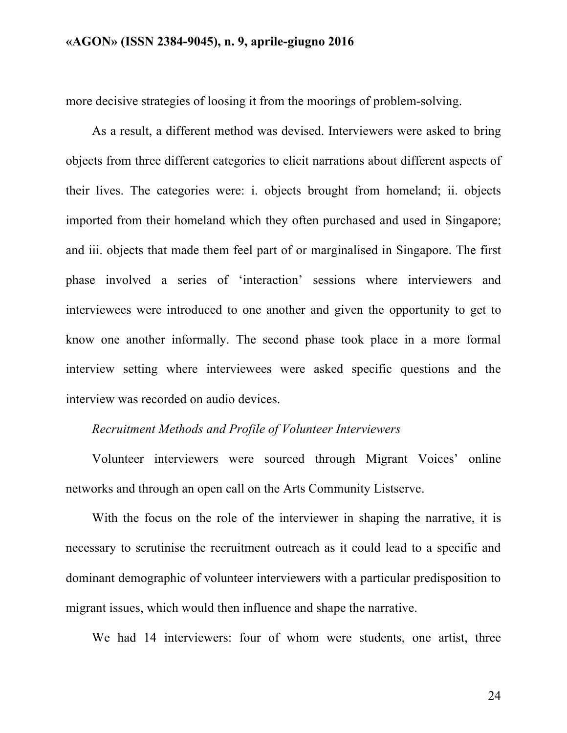more decisive strategies of loosing it from the moorings of problem-solving.

As a result, a different method was devised. Interviewers were asked to bring objects from three different categories to elicit narrations about different aspects of their lives. The categories were: i. objects brought from homeland; ii. objects imported from their homeland which they often purchased and used in Singapore; and iii. objects that made them feel part of or marginalised in Singapore. The first phase involved a series of 'interaction' sessions where interviewers and interviewees were introduced to one another and given the opportunity to get to know one another informally. The second phase took place in a more formal interview setting where interviewees were asked specific questions and the interview was recorded on audio devices.

*Recruitment Methods and Profile of Volunteer Interviewers*

Volunteer interviewers were sourced through Migrant Voices' online networks and through an open call on the Arts Community Listserve.

With the focus on the role of the interviewer in shaping the narrative, it is necessary to scrutinise the recruitment outreach as it could lead to a specific and dominant demographic of volunteer interviewers with a particular predisposition to migrant issues, which would then influence and shape the narrative.

We had 14 interviewers: four of whom were students, one artist, three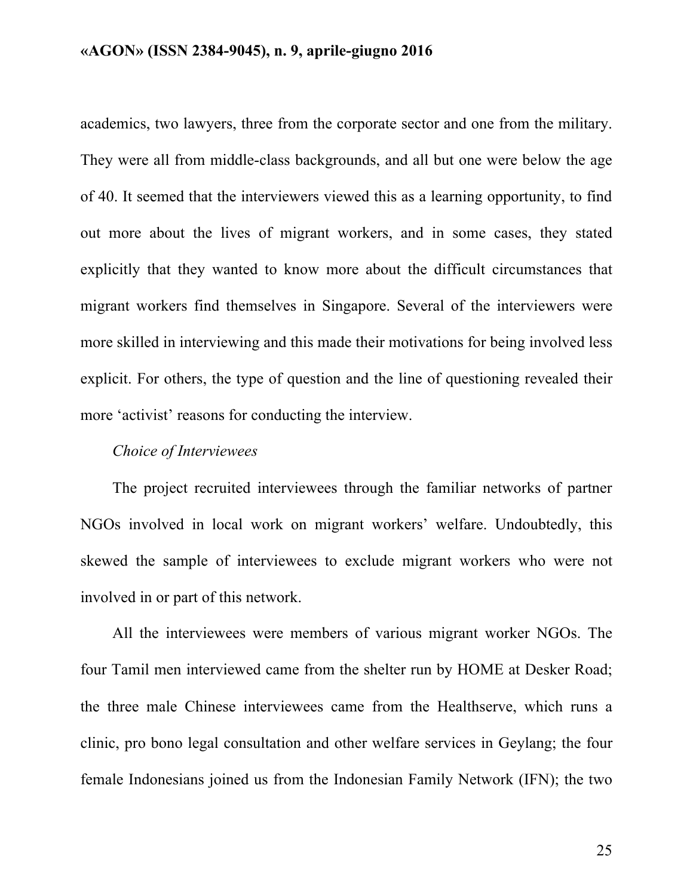academics, two lawyers, three from the corporate sector and one from the military. They were all from middle-class backgrounds, and all but one were below the age of 40. It seemed that the interviewers viewed this as a learning opportunity, to find out more about the lives of migrant workers, and in some cases, they stated explicitly that they wanted to know more about the difficult circumstances that migrant workers find themselves in Singapore. Several of the interviewers were more skilled in interviewing and this made their motivations for being involved less explicit. For others, the type of question and the line of questioning revealed their more 'activist' reasons for conducting the interview.

*Choice of Interviewees*

The project recruited interviewees through the familiar networks of partner NGOs involved in local work on migrant workers' welfare. Undoubtedly, this skewed the sample of interviewees to exclude migrant workers who were not involved in or part of this network.

All the interviewees were members of various migrant worker NGOs. The four Tamil men interviewed came from the shelter run by HOME at Desker Road; the three male Chinese interviewees came from the Healthserve, which runs a clinic, pro bono legal consultation and other welfare services in Geylang; the four female Indonesians joined us from the Indonesian Family Network (IFN); the two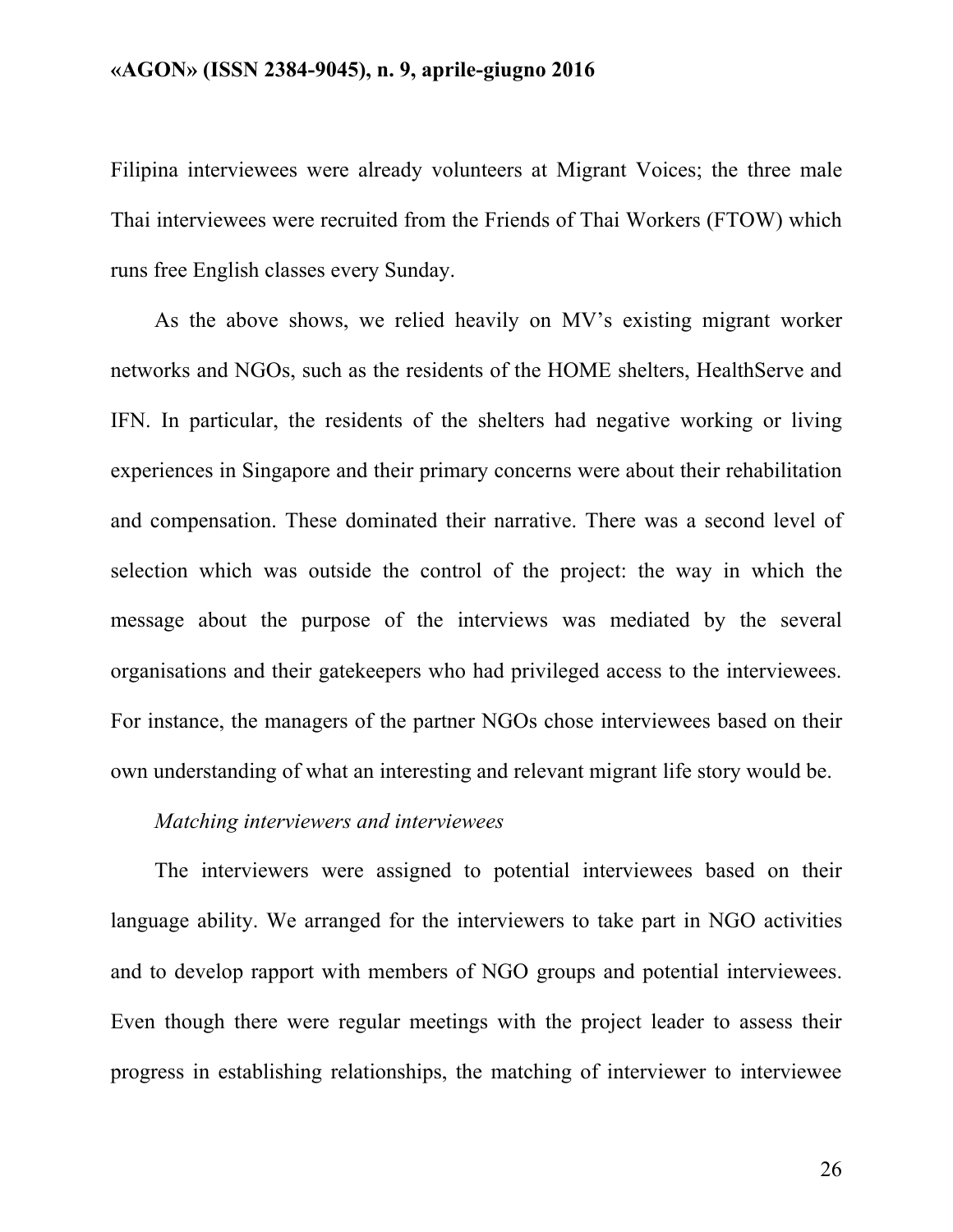Filipina interviewees were already volunteers at Migrant Voices; the three male Thai interviewees were recruited from the Friends of Thai Workers (FTOW) which runs free English classes every Sunday.

As the above shows, we relied heavily on MV's existing migrant worker networks and NGOs, such as the residents of the HOME shelters, HealthServe and IFN. In particular, the residents of the shelters had negative working or living experiences in Singapore and their primary concerns were about their rehabilitation and compensation. These dominated their narrative. There was a second level of selection which was outside the control of the project: the way in which the message about the purpose of the interviews was mediated by the several organisations and their gatekeepers who had privileged access to the interviewees. For instance, the managers of the partner NGOs chose interviewees based on their own understanding of what an interesting and relevant migrant life story would be.

*Matching interviewers and interviewees*

The interviewers were assigned to potential interviewees based on their language ability. We arranged for the interviewers to take part in NGO activities and to develop rapport with members of NGO groups and potential interviewees. Even though there were regular meetings with the project leader to assess their progress in establishing relationships, the matching of interviewer to interviewee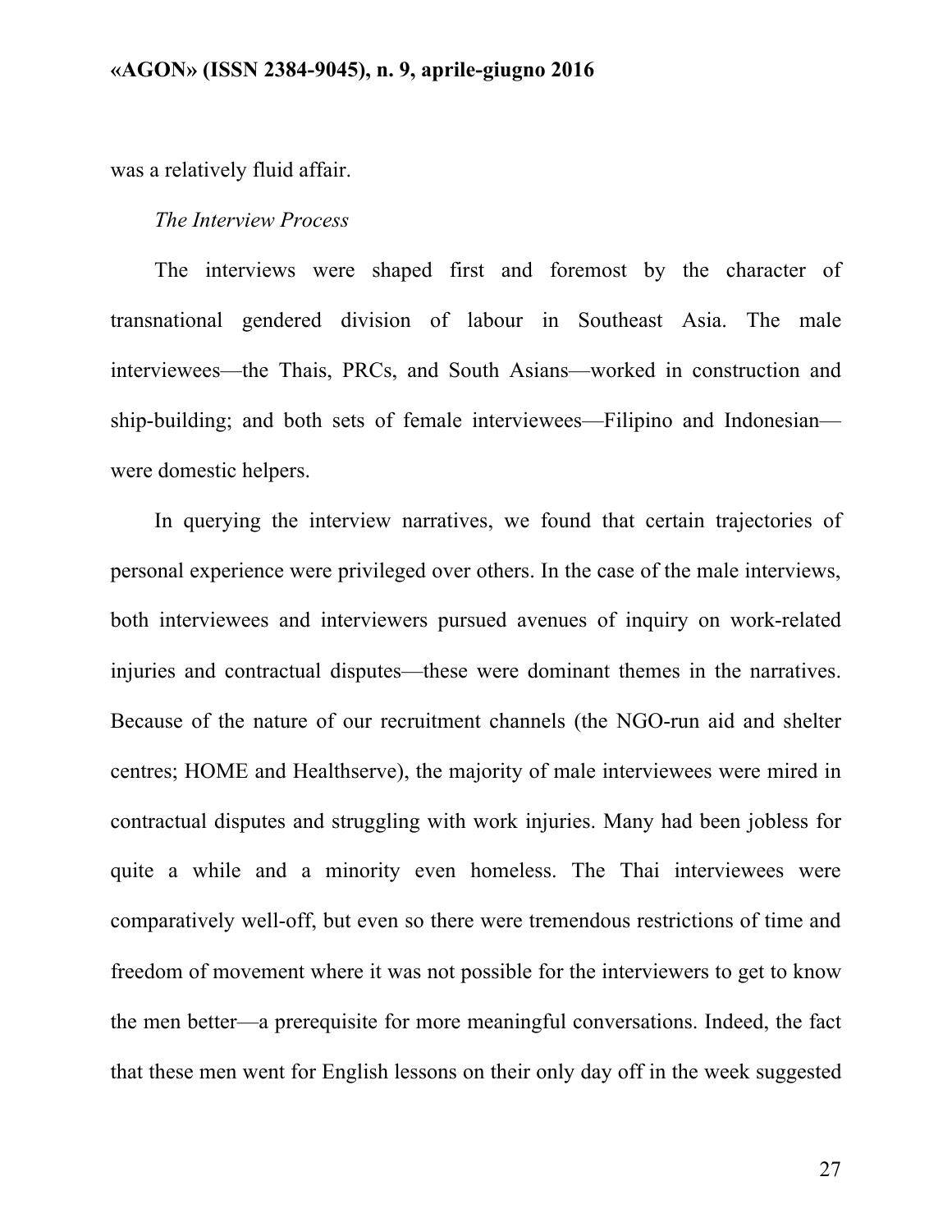was a relatively fluid affair.

*The Interview Process*

The interviews were shaped first and foremost by the character of transnational gendered division of labour in Southeast Asia. The male interviewees—the Thais, PRCs, and South Asians—worked in construction and ship-building; and both sets of female interviewees—Filipino and Indonesian—were domestic helpers.

In querying the interview narratives, we found that certain trajectories of personal experience were privileged over others. In the case of the male interviews, both interviewees and interviewers pursued avenues of inquiry on work-related injuries and contractual disputes—these were dominant themes in the narratives. Because of the nature of our recruitment channels (the NGO-run aid and shelter centres; HOME and Healthserve), the majority of male interviewees were mired in contractual disputes and struggling with work injuries. Many had been jobless for quite a while and a minority even homeless. The Thai interviewees were comparatively well-off, but even so there were tremendous restrictions of time and freedom of movement where it was not possible for the interviewers to get to know the men better—a prerequisite for more meaningful conversations. Indeed, the fact that these men went for English lessons on their only day off in the week suggested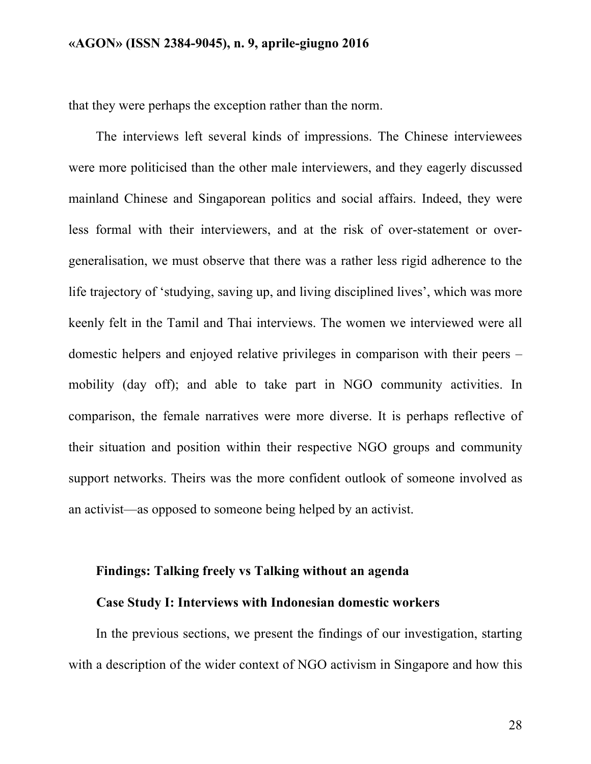that they were perhaps the exception rather than the norm.

The interviews left several kinds of impressions. The Chinese interviewees were more politicised than the other male interviewers, and they eagerly discussed mainland Chinese and Singaporean politics and social affairs. Indeed, they were less formal with their interviewers, and at the risk of over-statement or over-generalisation, we must observe that there was a rather less rigid adherence to the life trajectory of 'studying, saving up, and living disciplined lives', which was more keenly felt in the Tamil and Thai interviews. The women we interviewed were all domestic helpers and enjoyed relative privileges in comparison with their peers – mobility (day off); and able to take part in NGO community activities. In comparison, the female narratives were more diverse. It is perhaps reflective of their situation and position within their respective NGO groups and community support networks. Theirs was the more confident outlook of someone involved as an activist—as opposed to someone being helped by an activist.

**Findings: Talking freely vs Talking without an agenda**

**Case Study I: Interviews with Indonesian domestic workers**

In the previous sections, we present the findings of our investigation, starting with a description of the wider context of NGO activism in Singapore and how this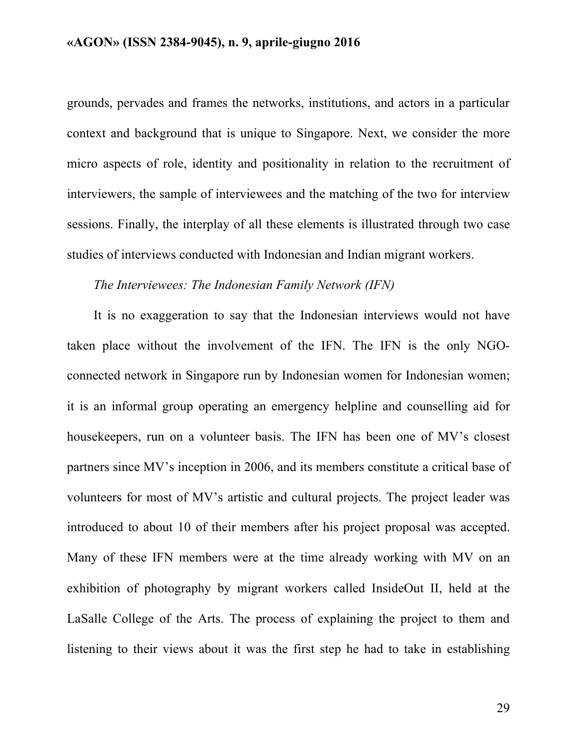grounds, pervades and frames the networks, institutions, and actors in a particular context and background that is unique to Singapore. Next, we consider the more micro aspects of role, identity and positionality in relation to the recruitment of interviewers, the sample of interviewees and the matching of the two for interview sessions. Finally, the interplay of all these elements is illustrated through two case studies of interviews conducted with Indonesian and Indian migrant workers.

*The Interviewees: The Indonesian Family Network (IFN)*

It is no exaggeration to say that the Indonesian interviews would not have taken place without the involvement of the IFN. The IFN is the only NGO-connected network in Singapore run by Indonesian women for Indonesian women; it is an informal group operating an emergency helpline and counselling aid for housekeepers, run on a volunteer basis. The IFN has been one of MV's closest partners since MV's inception in 2006, and its members constitute a critical base of volunteers for most of MV's artistic and cultural projects. The project leader was introduced to about 10 of their members after his project proposal was accepted. Many of these IFN members were at the time already working with MV on an exhibition of photography by migrant workers called InsideOut II, held at the LaSalle College of the Arts. The process of explaining the project to them and listening to their views about it was the first step he had to take in establishing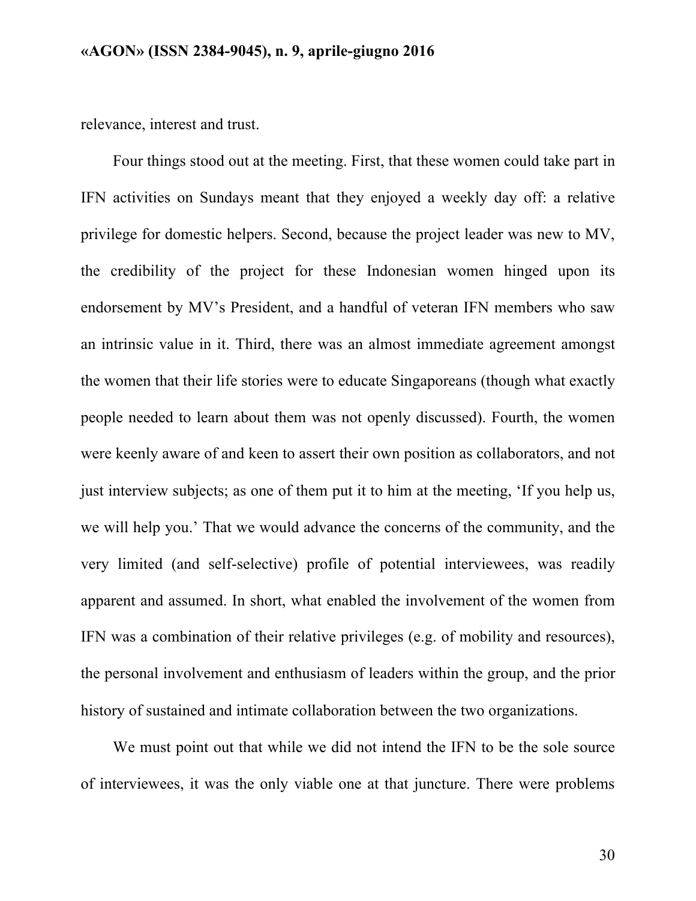relevance, interest and trust.

Four things stood out at the meeting. First, that these women could take part in IFN activities on Sundays meant that they enjoyed a weekly day off: a relative privilege for domestic helpers. Second, because the project leader was new to MV, the credibility of the project for these Indonesian women hinged upon its endorsement by MV's President, and a handful of veteran IFN members who saw an intrinsic value in it. Third, there was an almost immediate agreement amongst the women that their life stories were to educate Singaporeans (though what exactly people needed to learn about them was not openly discussed). Fourth, the women were keenly aware of and keen to assert their own position as collaborators, and not just interview subjects; as one of them put it to him at the meeting, 'If you help us, we will help you.' That we would advance the concerns of the community, and the very limited (and self-selective) profile of potential interviewees, was readily apparent and assumed. In short, what enabled the involvement of the women from IFN was a combination of their relative privileges (e.g. of mobility and resources), the personal involvement and enthusiasm of leaders within the group, and the prior history of sustained and intimate collaboration between the two organizations.

We must point out that while we did not intend the IFN to be the sole source of interviewees, it was the only viable one at that juncture. There were problems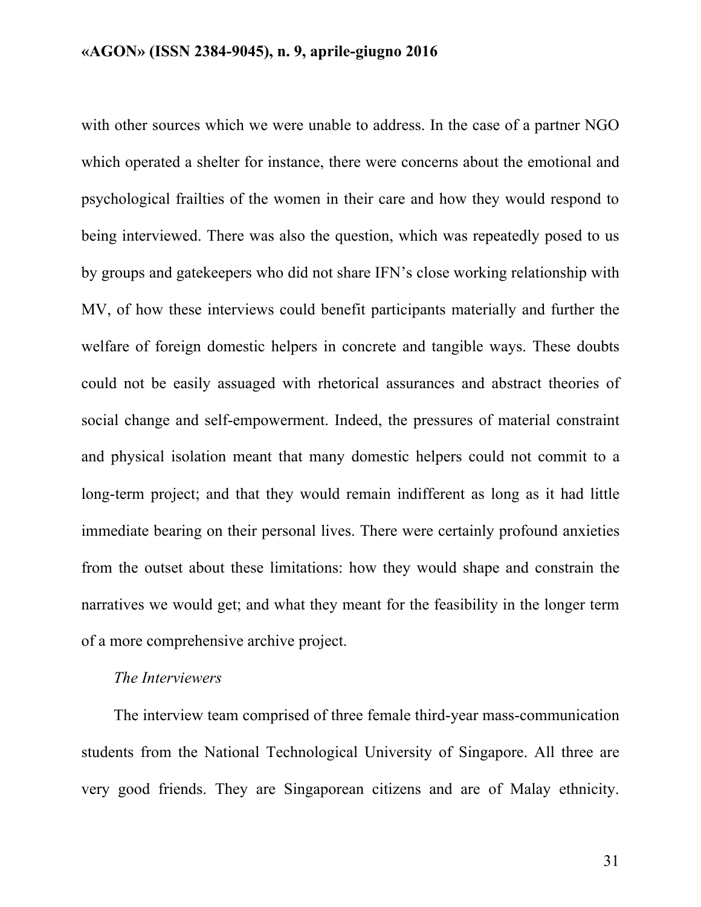with other sources which we were unable to address. In the case of a partner NGO which operated a shelter for instance, there were concerns about the emotional and psychological frailties of the women in their care and how they would respond to being interviewed. There was also the question, which was repeatedly posed to us by groups and gatekeepers who did not share IFN's close working relationship with MV, of how these interviews could benefit participants materially and further the welfare of foreign domestic helpers in concrete and tangible ways. These doubts could not be easily assuaged with rhetorical assurances and abstract theories of social change and self-empowerment. Indeed, the pressures of material constraint and physical isolation meant that many domestic helpers could not commit to a long-term project; and that they would remain indifferent as long as it had little immediate bearing on their personal lives. There were certainly profound anxieties from the outset about these limitations: how they would shape and constrain the narratives we would get; and what they meant for the feasibility in the longer term of a more comprehensive archive project.

*The Interviewers*

The interview team comprised of three female third-year mass-communication students from the National Technological University of Singapore. All three are very good friends. They are Singaporean citizens and are of Malay ethnicity.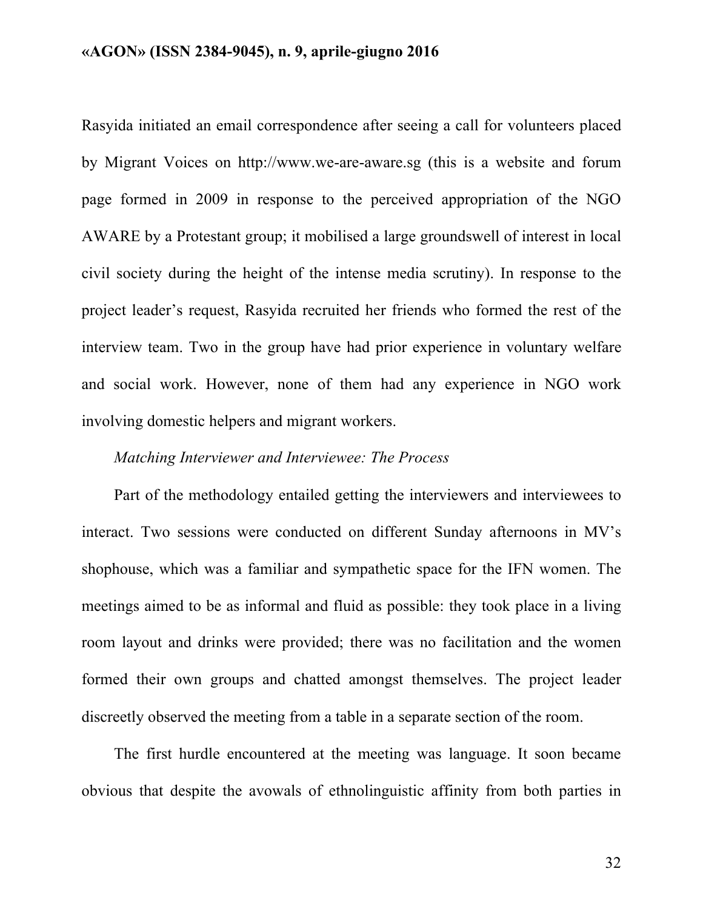Rasyida initiated an email correspondence after seeing a call for volunteers placed by Migrant Voices on http://www.we-are-aware.sg (this is a website and forum page formed in 2009 in response to the perceived appropriation of the NGO AWARE by a Protestant group; it mobilised a large groundswell of interest in local civil society during the height of the intense media scrutiny). In response to the project leader's request, Rasyida recruited her friends who formed the rest of the interview team. Two in the group have had prior experience in voluntary welfare and social work. However, none of them had any experience in NGO work involving domestic helpers and migrant workers.

*Matching Interviewer and Interviewee: The Process*

Part of the methodology entailed getting the interviewers and interviewees to interact. Two sessions were conducted on different Sunday afternoons in MV's shophouse, which was a familiar and sympathetic space for the IFN women. The meetings aimed to be as informal and fluid as possible: they took place in a living room layout and drinks were provided; there was no facilitation and the women formed their own groups and chatted amongst themselves. The project leader discreetly observed the meeting from a table in a separate section of the room.

The first hurdle encountered at the meeting was language. It soon became obvious that despite the avowals of ethnolinguistic affinity from both parties in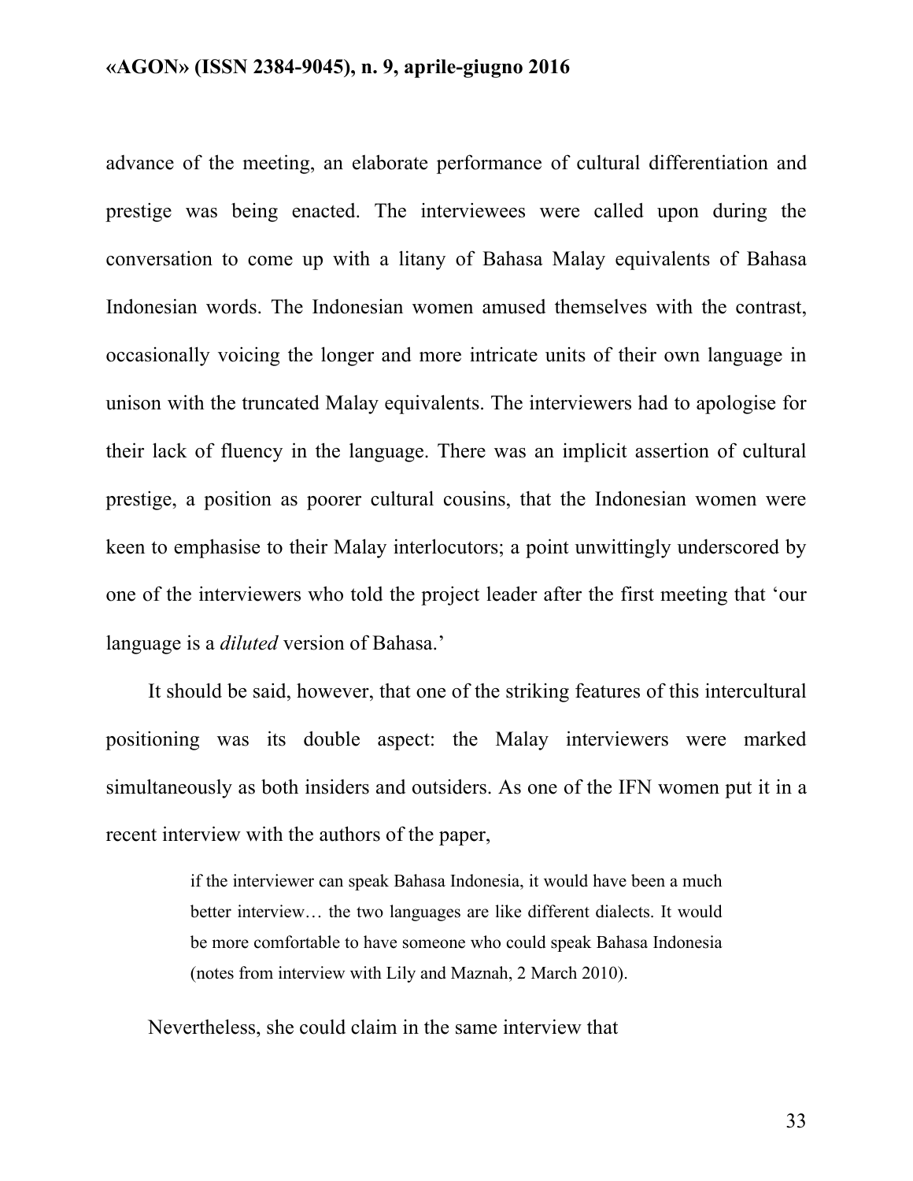advance of the meeting, an elaborate performance of cultural differentiation and prestige was being enacted. The interviewees were called upon during the conversation to come up with a litany of Bahasa Malay equivalents of Bahasa Indonesian words. The Indonesian women amused themselves with the contrast, occasionally voicing the longer and more intricate units of their own language in unison with the truncated Malay equivalents. The interviewers had to apologise for their lack of fluency in the language. There was an implicit assertion of cultural prestige, a position as poorer cultural cousins, that the Indonesian women were keen to emphasise to their Malay interlocutors; a point unwittingly underscored by one of the interviewers who told the project leader after the first meeting that 'our language is a *diluted* version of Bahasa.'

It should be said, however, that one of the striking features of this intercultural positioning was its double aspect: the Malay interviewers were marked simultaneously as both insiders and outsiders. As one of the IFN women put it in a recent interview with the authors of the paper,

> if the interviewer can speak Bahasa Indonesia, it would have been a much better interview… the two languages are like different dialects. It would be more comfortable to have someone who could speak Bahasa Indonesia (notes from interview with Lily and Maznah, 2 March 2010).

Nevertheless, she could claim in the same interview that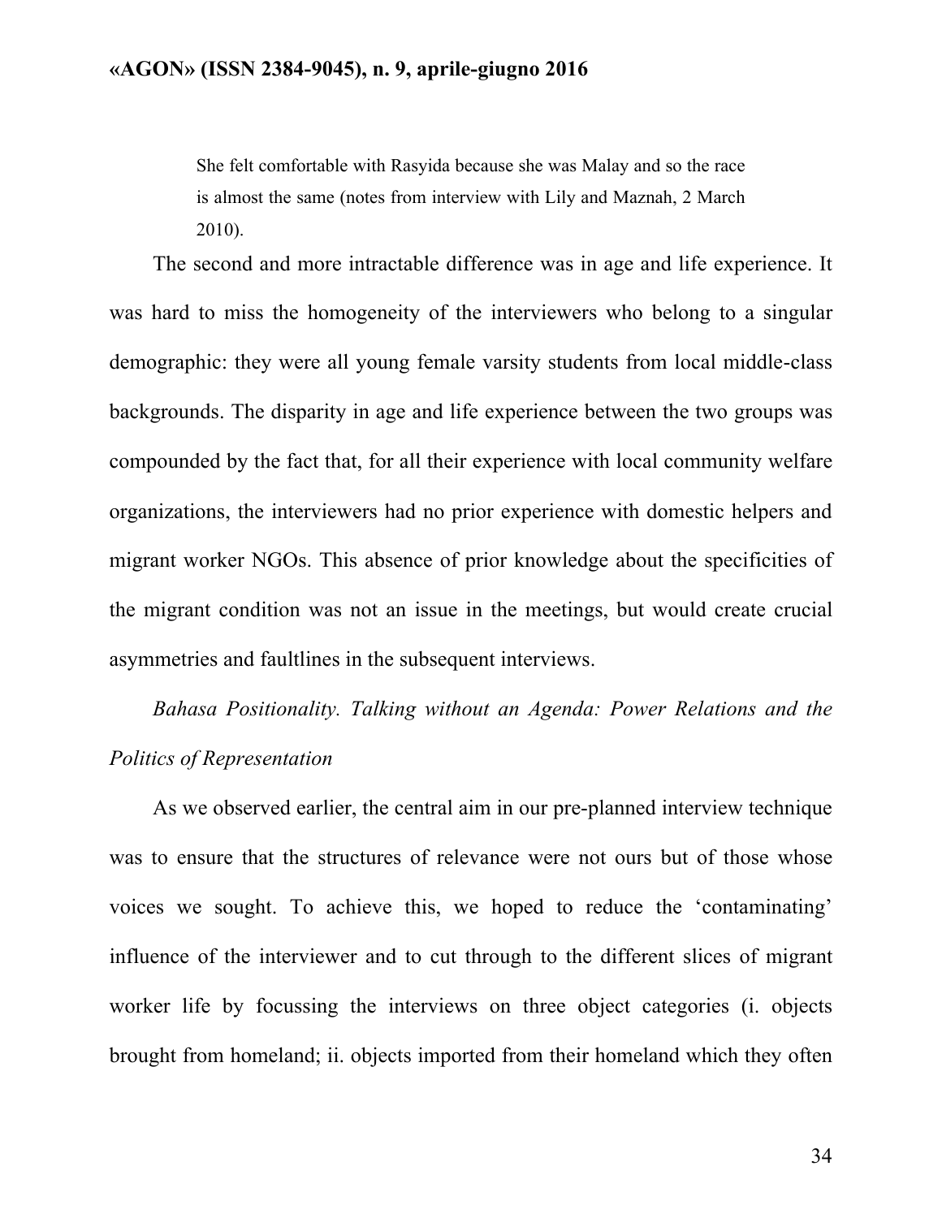> She felt comfortable with Rasyida because she was Malay and so the race is almost the same (notes from interview with Lily and Maznah, 2 March 2010).

The second and more intractable difference was in age and life experience. It was hard to miss the homogeneity of the interviewers who belong to a singular demographic: they were all young female varsity students from local middle-class backgrounds. The disparity in age and life experience between the two groups was compounded by the fact that, for all their experience with local community welfare organizations, the interviewers had no prior experience with domestic helpers and migrant worker NGOs. This absence of prior knowledge about the specificities of the migrant condition was not an issue in the meetings, but would create crucial asymmetries and faultlines in the subsequent interviews.

*Bahasa Positionality. Talking without an Agenda: Power Relations and the Politics of Representation*

As we observed earlier, the central aim in our pre-planned interview technique was to ensure that the structures of relevance were not ours but of those whose voices we sought. To achieve this, we hoped to reduce the 'contaminating' influence of the interviewer and to cut through to the different slices of migrant worker life by focussing the interviews on three object categories (i. objects brought from homeland; ii. objects imported from their homeland which they often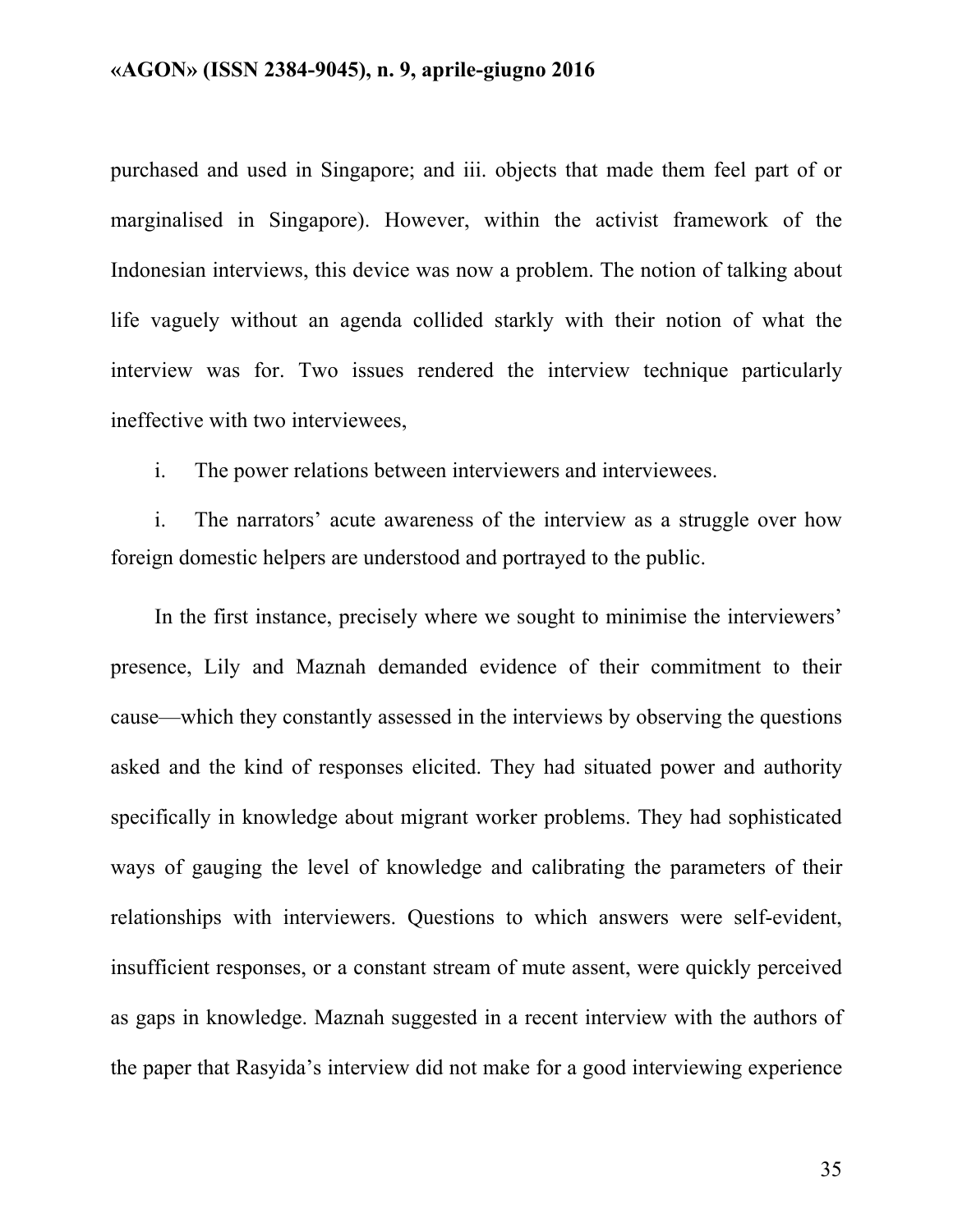purchased and used in Singapore; and iii. objects that made them feel part of or marginalised in Singapore). However, within the activist framework of the Indonesian interviews, this device was now a problem. The notion of talking about life vaguely without an agenda collided starkly with their notion of what the interview was for. Two issues rendered the interview technique particularly ineffective with two interviewees,

i. The power relations between interviewers and interviewees.

i. The narrators' acute awareness of the interview as a struggle over how foreign domestic helpers are understood and portrayed to the public.

In the first instance, precisely where we sought to minimise the interviewers' presence, Lily and Maznah demanded evidence of their commitment to their cause—which they constantly assessed in the interviews by observing the questions asked and the kind of responses elicited. They had situated power and authority specifically in knowledge about migrant worker problems. They had sophisticated ways of gauging the level of knowledge and calibrating the parameters of their relationships with interviewers. Questions to which answers were self-evident, insufficient responses, or a constant stream of mute assent, were quickly perceived as gaps in knowledge. Maznah suggested in a recent interview with the authors of the paper that Rasyida's interview did not make for a good interviewing experience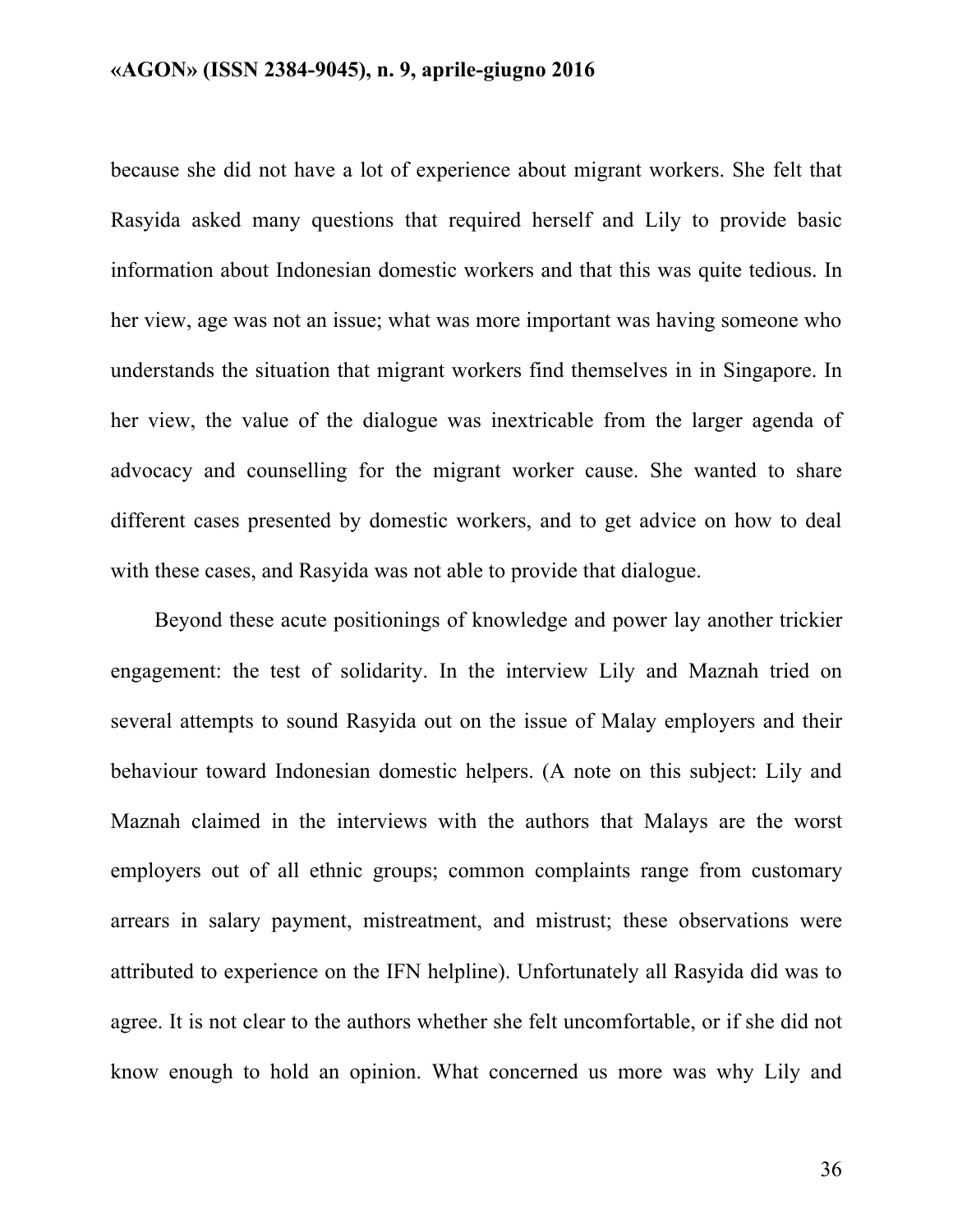because she did not have a lot of experience about migrant workers. She felt that Rasyida asked many questions that required herself and Lily to provide basic information about Indonesian domestic workers and that this was quite tedious. In her view, age was not an issue; what was more important was having someone who understands the situation that migrant workers find themselves in in Singapore. In her view, the value of the dialogue was inextricable from the larger agenda of advocacy and counselling for the migrant worker cause. She wanted to share different cases presented by domestic workers, and to get advice on how to deal with these cases, and Rasyida was not able to provide that dialogue.

Beyond these acute positionings of knowledge and power lay another trickier engagement: the test of solidarity. In the interview Lily and Maznah tried on several attempts to sound Rasyida out on the issue of Malay employers and their behaviour toward Indonesian domestic helpers. (A note on this subject: Lily and Maznah claimed in the interviews with the authors that Malays are the worst employers out of all ethnic groups; common complaints range from customary arrears in salary payment, mistreatment, and mistrust; these observations were attributed to experience on the IFN helpline). Unfortunately all Rasyida did was to agree. It is not clear to the authors whether she felt uncomfortable, or if she did not know enough to hold an opinion. What concerned us more was why Lily and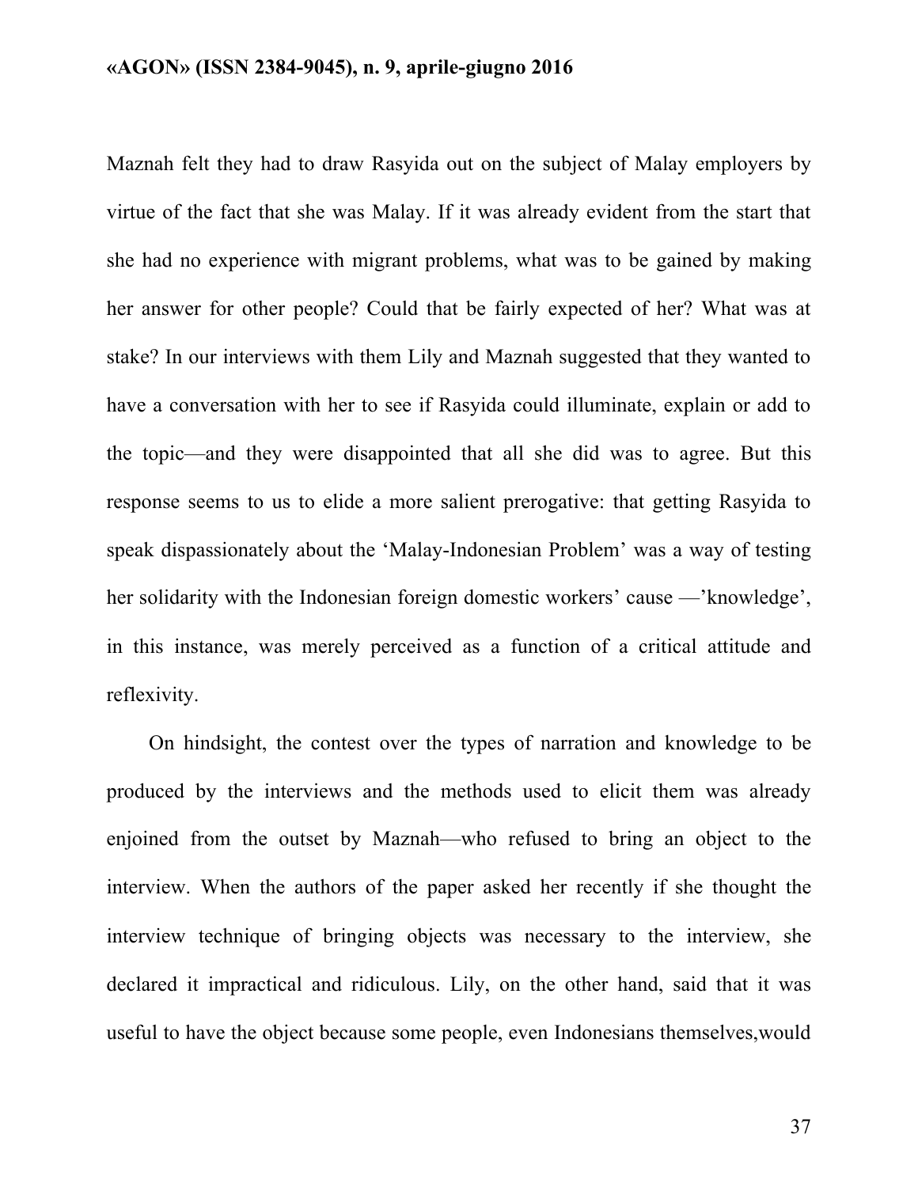Maznah felt they had to draw Rasyida out on the subject of Malay employers by virtue of the fact that she was Malay. If it was already evident from the start that she had no experience with migrant problems, what was to be gained by making her answer for other people? Could that be fairly expected of her? What was at stake? In our interviews with them Lily and Maznah suggested that they wanted to have a conversation with her to see if Rasyida could illuminate, explain or add to the topic—and they were disappointed that all she did was to agree. But this response seems to us to elide a more salient prerogative: that getting Rasyida to speak dispassionately about the 'Malay-Indonesian Problem' was a way of testing her solidarity with the Indonesian foreign domestic workers' cause —'knowledge', in this instance, was merely perceived as a function of a critical attitude and reflexivity.

On hindsight, the contest over the types of narration and knowledge to be produced by the interviews and the methods used to elicit them was already enjoined from the outset by Maznah—who refused to bring an object to the interview. When the authors of the paper asked her recently if she thought the interview technique of bringing objects was necessary to the interview, she declared it impractical and ridiculous. Lily, on the other hand, said that it was useful to have the object because some people, even Indonesians themselves,would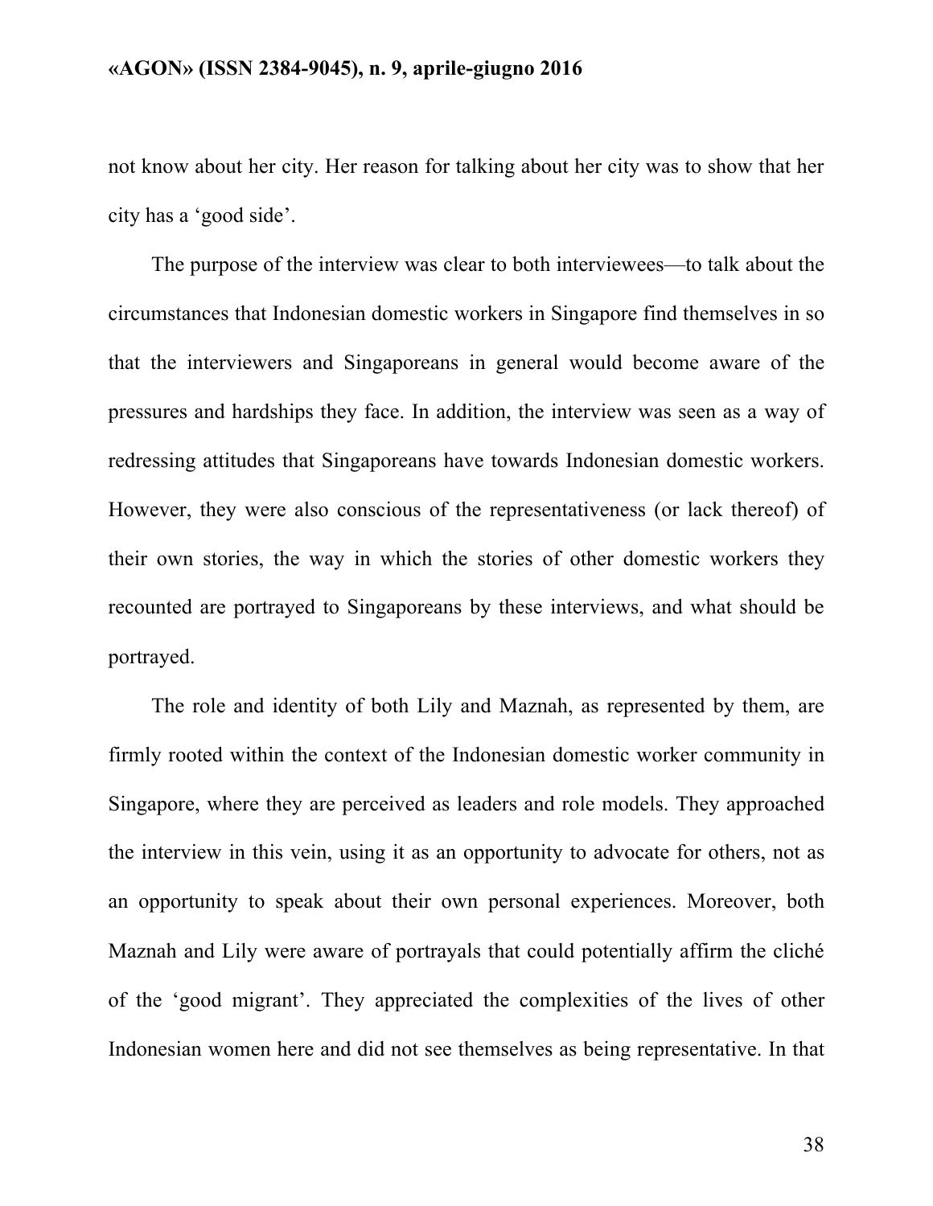not know about her city. Her reason for talking about her city was to show that her city has a ‘good side’.

The purpose of the interview was clear to both interviewees—to talk about the circumstances that Indonesian domestic workers in Singapore find themselves in so that the interviewers and Singaporeans in general would become aware of the pressures and hardships they face. In addition, the interview was seen as a way of redressing attitudes that Singaporeans have towards Indonesian domestic workers. However, they were also conscious of the representativeness (or lack thereof) of their own stories, the way in which the stories of other domestic workers they recounted are portrayed to Singaporeans by these interviews, and what should be portrayed.

The role and identity of both Lily and Maznah, as represented by them, are firmly rooted within the context of the Indonesian domestic worker community in Singapore, where they are perceived as leaders and role models. They approached the interview in this vein, using it as an opportunity to advocate for others, not as an opportunity to speak about their own personal experiences. Moreover, both Maznah and Lily were aware of portrayals that could potentially affirm the cliché of the ‘good migrant’. They appreciated the complexities of the lives of other Indonesian women here and did not see themselves as being representative. In that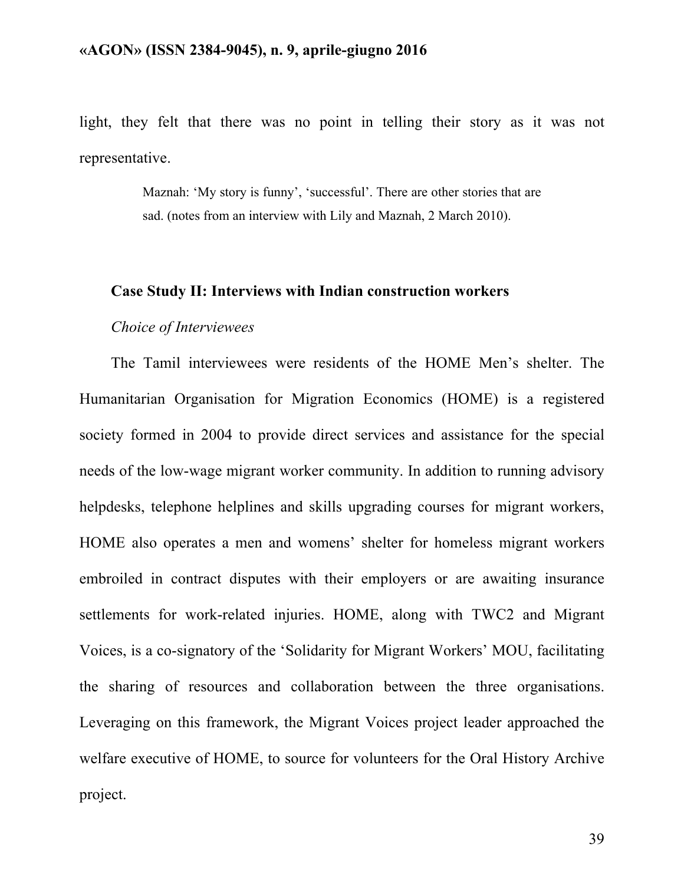light, they felt that there was no point in telling their story as it was not representative.

> Maznah: 'My story is funny', 'successful'. There are other stories that are sad. (notes from an interview with Lily and Maznah, 2 March 2010).

**Case Study II: Interviews with Indian construction workers**

*Choice of Interviewees*

The Tamil interviewees were residents of the HOME Men's shelter. The Humanitarian Organisation for Migration Economics (HOME) is a registered society formed in 2004 to provide direct services and assistance for the special needs of the low-wage migrant worker community. In addition to running advisory helpdesks, telephone helplines and skills upgrading courses for migrant workers, HOME also operates a men and womens' shelter for homeless migrant workers embroiled in contract disputes with their employers or are awaiting insurance settlements for work-related injuries. HOME, along with TWC2 and Migrant Voices, is a co-signatory of the 'Solidarity for Migrant Workers' MOU, facilitating the sharing of resources and collaboration between the three organisations. Leveraging on this framework, the Migrant Voices project leader approached the welfare executive of HOME, to source for volunteers for the Oral History Archive project.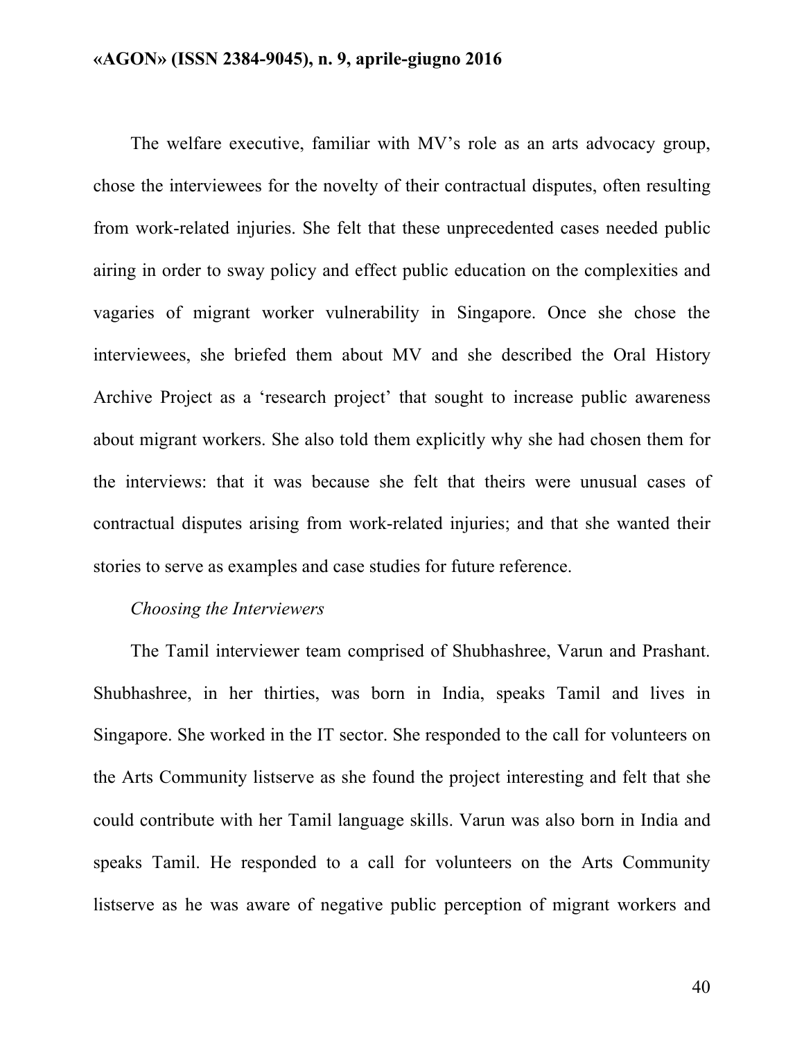The welfare executive, familiar with MV's role as an arts advocacy group, chose the interviewees for the novelty of their contractual disputes, often resulting from work-related injuries. She felt that these unprecedented cases needed public airing in order to sway policy and effect public education on the complexities and vagaries of migrant worker vulnerability in Singapore. Once she chose the interviewees, she briefed them about MV and she described the Oral History Archive Project as a 'research project' that sought to increase public awareness about migrant workers. She also told them explicitly why she had chosen them for the interviews: that it was because she felt that theirs were unusual cases of contractual disputes arising from work-related injuries; and that she wanted their stories to serve as examples and case studies for future reference.

*Choosing the Interviewers*

The Tamil interviewer team comprised of Shubhashree, Varun and Prashant. Shubhashree, in her thirties, was born in India, speaks Tamil and lives in Singapore. She worked in the IT sector. She responded to the call for volunteers on the Arts Community listserve as she found the project interesting and felt that she could contribute with her Tamil language skills. Varun was also born in India and speaks Tamil. He responded to a call for volunteers on the Arts Community listserve as he was aware of negative public perception of migrant workers and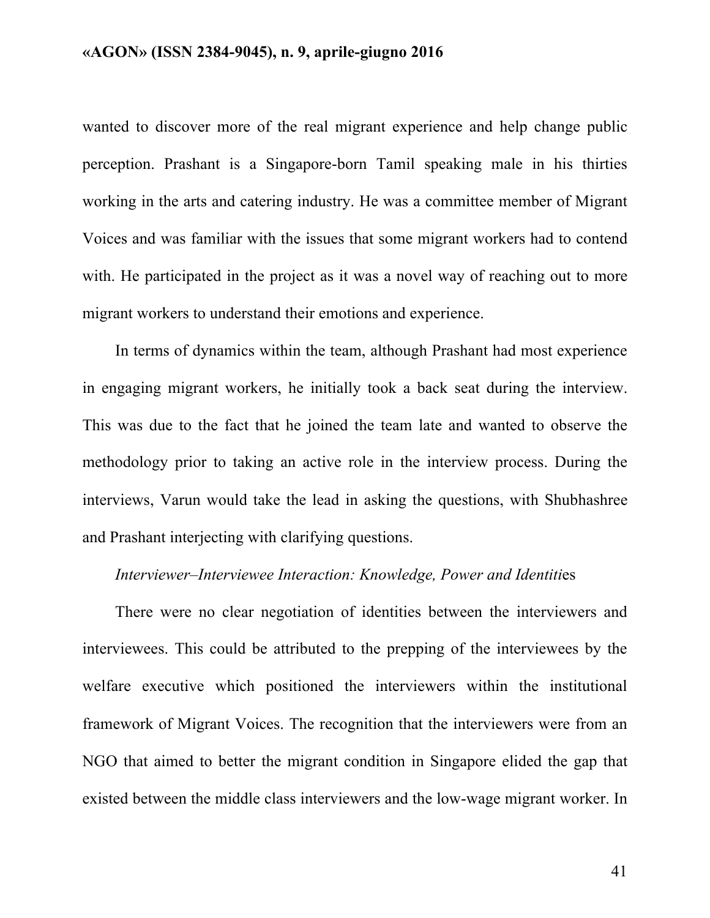wanted to discover more of the real migrant experience and help change public perception. Prashant is a Singapore-born Tamil speaking male in his thirties working in the arts and catering industry. He was a committee member of Migrant Voices and was familiar with the issues that some migrant workers had to contend with. He participated in the project as it was a novel way of reaching out to more migrant workers to understand their emotions and experience.

In terms of dynamics within the team, although Prashant had most experience in engaging migrant workers, he initially took a back seat during the interview. This was due to the fact that he joined the team late and wanted to observe the methodology prior to taking an active role in the interview process. During the interviews, Varun would take the lead in asking the questions, with Shubhashree and Prashant interjecting with clarifying questions.

*Interviewer–Interviewee Interaction: Knowledge, Power and Identiti*es

There were no clear negotiation of identities between the interviewers and interviewees. This could be attributed to the prepping of the interviewees by the welfare executive which positioned the interviewers within the institutional framework of Migrant Voices. The recognition that the interviewers were from an NGO that aimed to better the migrant condition in Singapore elided the gap that existed between the middle class interviewers and the low-wage migrant worker. In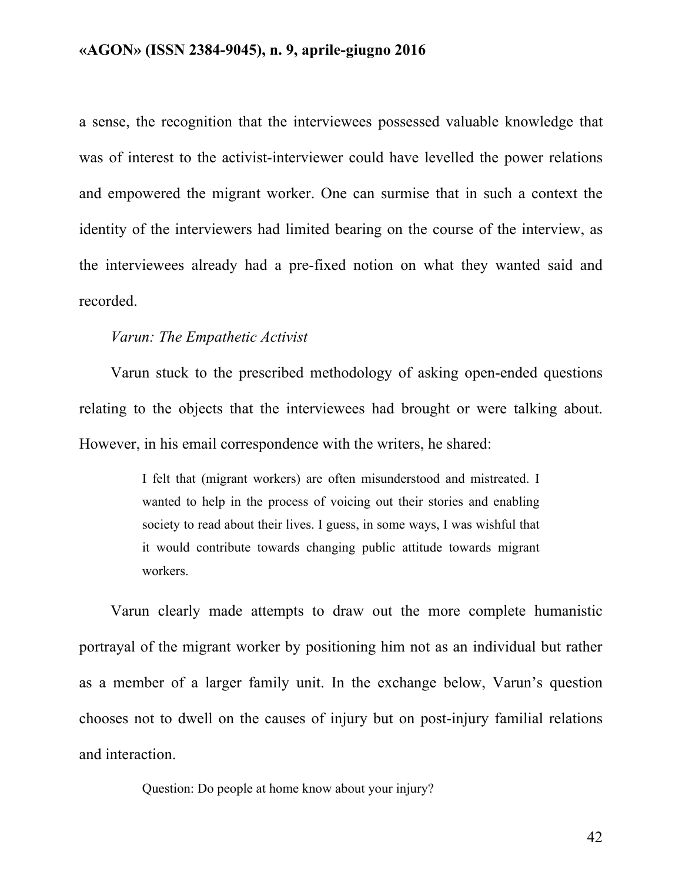a sense, the recognition that the interviewees possessed valuable knowledge that was of interest to the activist-interviewer could have levelled the power relations and empowered the migrant worker. One can surmise that in such a context the identity of the interviewers had limited bearing on the course of the interview, as the interviewees already had a pre-fixed notion on what they wanted said and recorded.

*Varun: The Empathetic Activist*

Varun stuck to the prescribed methodology of asking open-ended questions relating to the objects that the interviewees had brought or were talking about. However, in his email correspondence with the writers, he shared:

> I felt that (migrant workers) are often misunderstood and mistreated. I wanted to help in the process of voicing out their stories and enabling society to read about their lives. I guess, in some ways, I was wishful that it would contribute towards changing public attitude towards migrant workers.

Varun clearly made attempts to draw out the more complete humanistic portrayal of the migrant worker by positioning him not as an individual but rather as a member of a larger family unit. In the exchange below, Varun's question chooses not to dwell on the causes of injury but on post-injury familial relations and interaction.

> Question: Do people at home know about your injury?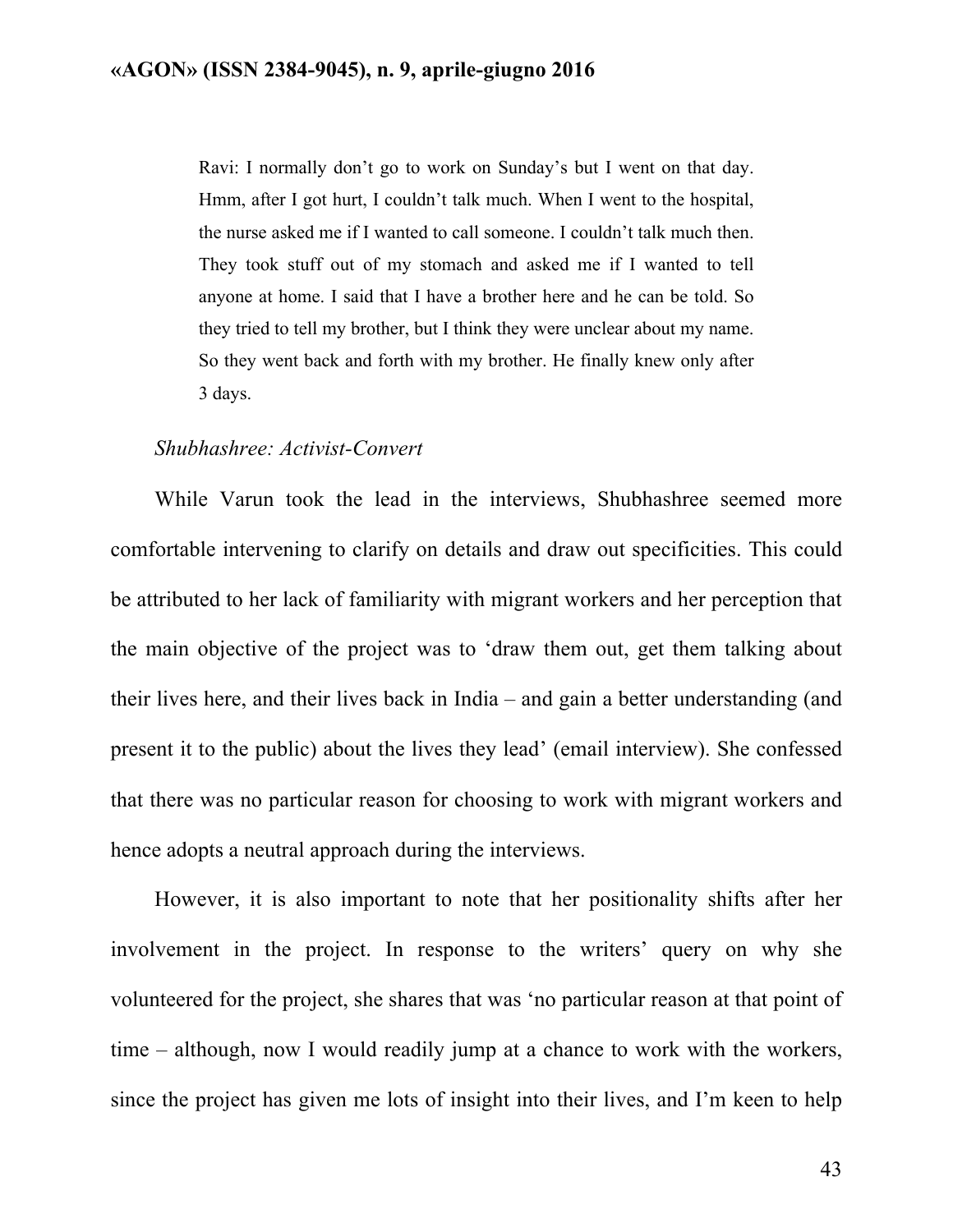> Ravi: I normally don't go to work on Sunday's but I went on that day. Hmm, after I got hurt, I couldn't talk much. When I went to the hospital, the nurse asked me if I wanted to call someone. I couldn't talk much then. They took stuff out of my stomach and asked me if I wanted to tell anyone at home. I said that I have a brother here and he can be told. So they tried to tell my brother, but I think they were unclear about my name. So they went back and forth with my brother. He finally knew only after 3 days.

*Shubhashree: Activist-Convert*

While Varun took the lead in the interviews, Shubhashree seemed more comfortable intervening to clarify on details and draw out specificities. This could be attributed to her lack of familiarity with migrant workers and her perception that the main objective of the project was to 'draw them out, get them talking about their lives here, and their lives back in India – and gain a better understanding (and present it to the public) about the lives they lead' (email interview). She confessed that there was no particular reason for choosing to work with migrant workers and hence adopts a neutral approach during the interviews.

However, it is also important to note that her positionality shifts after her involvement in the project. In response to the writers' query on why she volunteered for the project, she shares that was 'no particular reason at that point of time – although, now I would readily jump at a chance to work with the workers, since the project has given me lots of insight into their lives, and I'm keen to help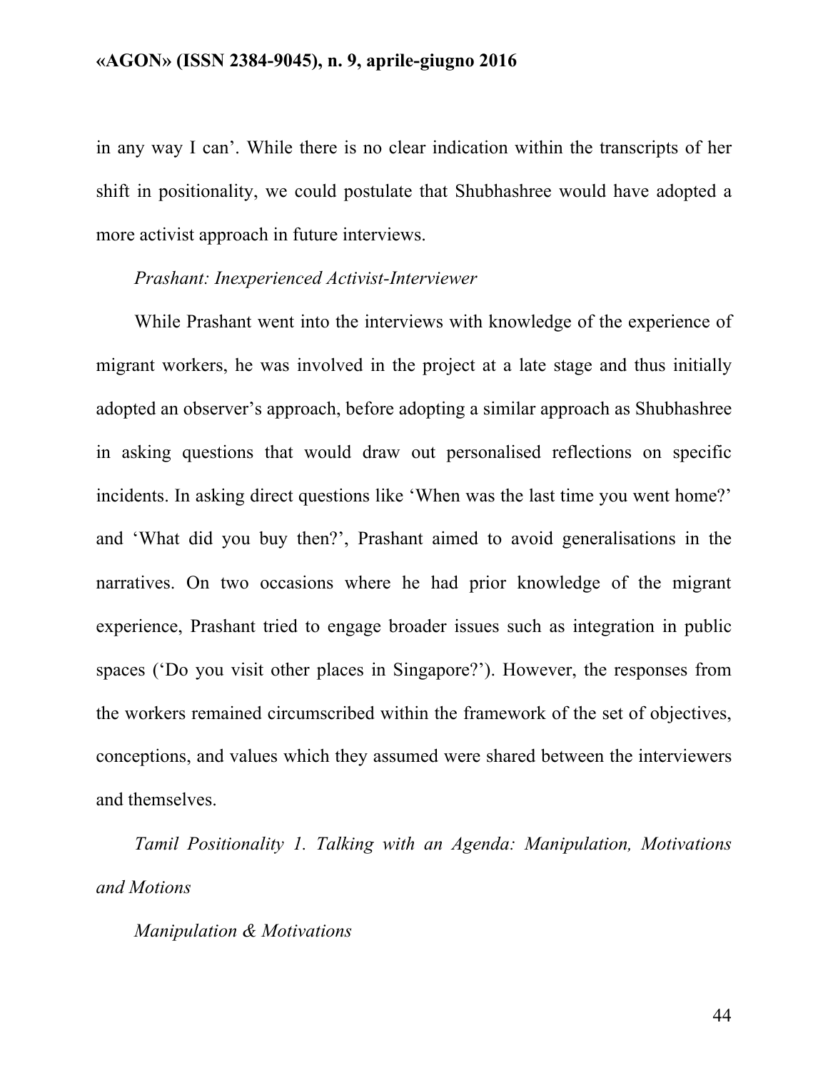in any way I can'. While there is no clear indication within the transcripts of her shift in positionality, we could postulate that Shubhashree would have adopted a more activist approach in future interviews.

*Prashant: Inexperienced Activist-Interviewer*

While Prashant went into the interviews with knowledge of the experience of migrant workers, he was involved in the project at a late stage and thus initially adopted an observer's approach, before adopting a similar approach as Shubhashree in asking questions that would draw out personalised reflections on specific incidents. In asking direct questions like 'When was the last time you went home?' and 'What did you buy then?', Prashant aimed to avoid generalisations in the narratives. On two occasions where he had prior knowledge of the migrant experience, Prashant tried to engage broader issues such as integration in public spaces ('Do you visit other places in Singapore?'). However, the responses from the workers remained circumscribed within the framework of the set of objectives, conceptions, and values which they assumed were shared between the interviewers and themselves.

*Tamil Positionality 1. Talking with an Agenda: Manipulation, Motivations and Motions*

*Manipulation & Motivations*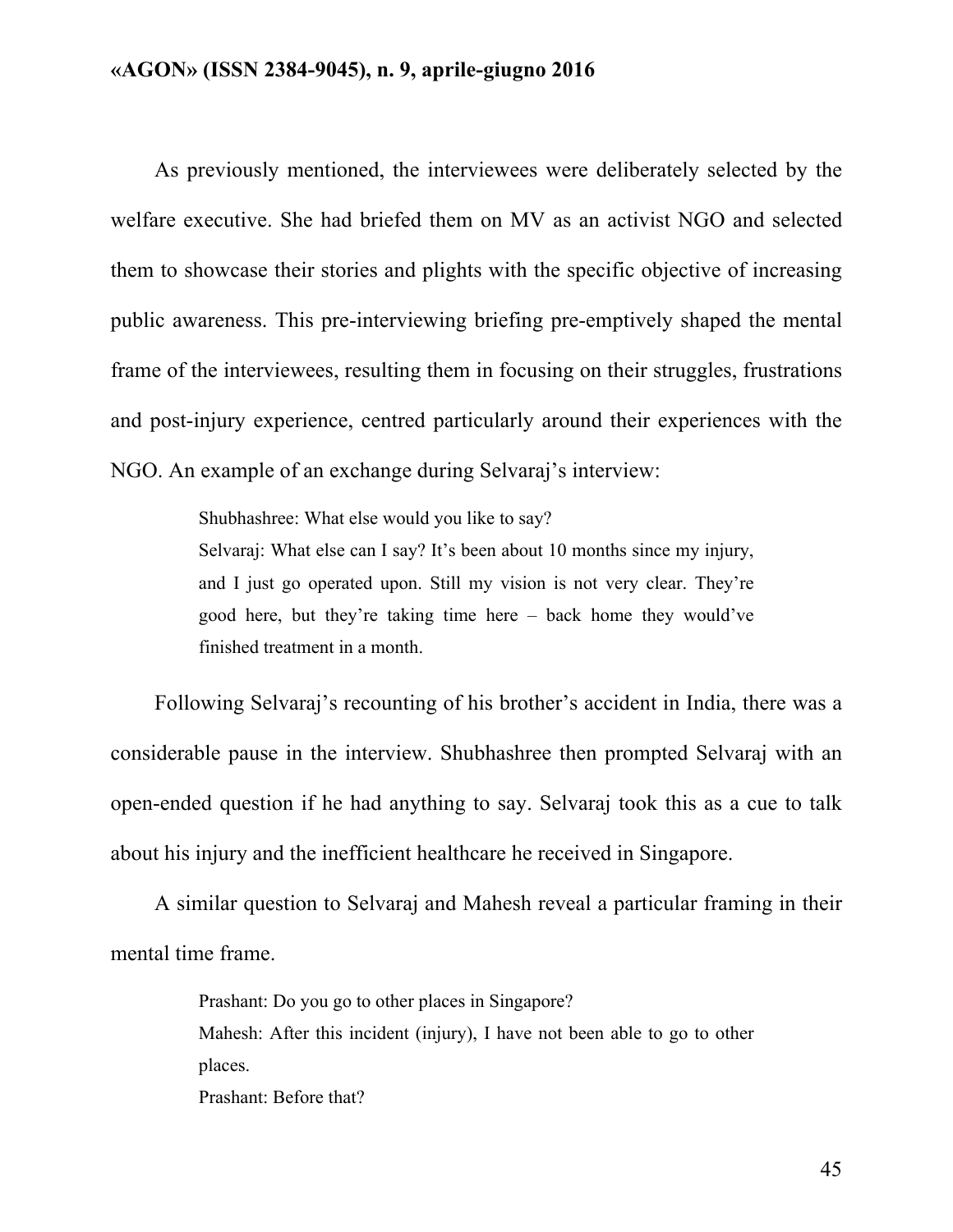As previously mentioned, the interviewees were deliberately selected by the welfare executive. She had briefed them on MV as an activist NGO and selected them to showcase their stories and plights with the specific objective of increasing public awareness. This pre-interviewing briefing pre-emptively shaped the mental frame of the interviewees, resulting them in focusing on their struggles, frustrations and post-injury experience, centred particularly around their experiences with the NGO. An example of an exchange during Selvaraj's interview:

> Shubhashree: What else would you like to say?
> Selvaraj: What else can I say? It's been about 10 months since my injury, and I just go operated upon. Still my vision is not very clear. They're good here, but they're taking time here – back home they would've finished treatment in a month.

Following Selvaraj's recounting of his brother's accident in India, there was a considerable pause in the interview. Shubhashree then prompted Selvaraj with an open-ended question if he had anything to say. Selvaraj took this as a cue to talk about his injury and the inefficient healthcare he received in Singapore.

A similar question to Selvaraj and Mahesh reveal a particular framing in their mental time frame.

> Prashant: Do you go to other places in Singapore?
> Mahesh: After this incident (injury), I have not been able to go to other places.
> Prashant: Before that?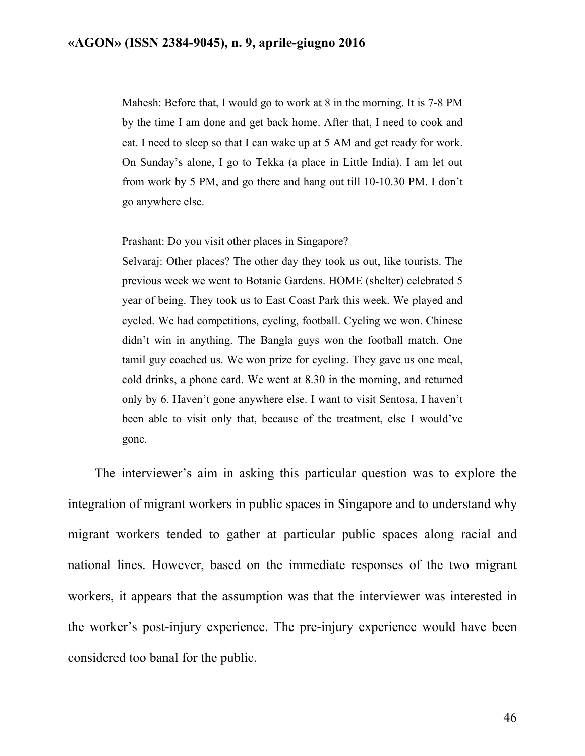> Mahesh: Before that, I would go to work at 8 in the morning. It is 7-8 PM by the time I am done and get back home. After that, I need to cook and eat. I need to sleep so that I can wake up at 5 AM and get ready for work. On Sunday's alone, I go to Tekka (a place in Little India). I am let out from work by 5 PM, and go there and hang out till 10-10.30 PM. I don't go anywhere else.
>
> Prashant: Do you visit other places in Singapore?
> Selvaraj: Other places? The other day they took us out, like tourists. The previous week we went to Botanic Gardens. HOME (shelter) celebrated 5 year of being. They took us to East Coast Park this week. We played and cycled. We had competitions, cycling, football. Cycling we won. Chinese didn't win in anything. The Bangla guys won the football match. One tamil guy coached us. We won prize for cycling. They gave us one meal, cold drinks, a phone card. We went at 8.30 in the morning, and returned only by 6. Haven't gone anywhere else. I want to visit Sentosa, I haven't been able to visit only that, because of the treatment, else I would've gone.

The interviewer's aim in asking this particular question was to explore the integration of migrant workers in public spaces in Singapore and to understand why migrant workers tended to gather at particular public spaces along racial and national lines. However, based on the immediate responses of the two migrant workers, it appears that the assumption was that the interviewer was interested in the worker's post-injury experience. The pre-injury experience would have been considered too banal for the public.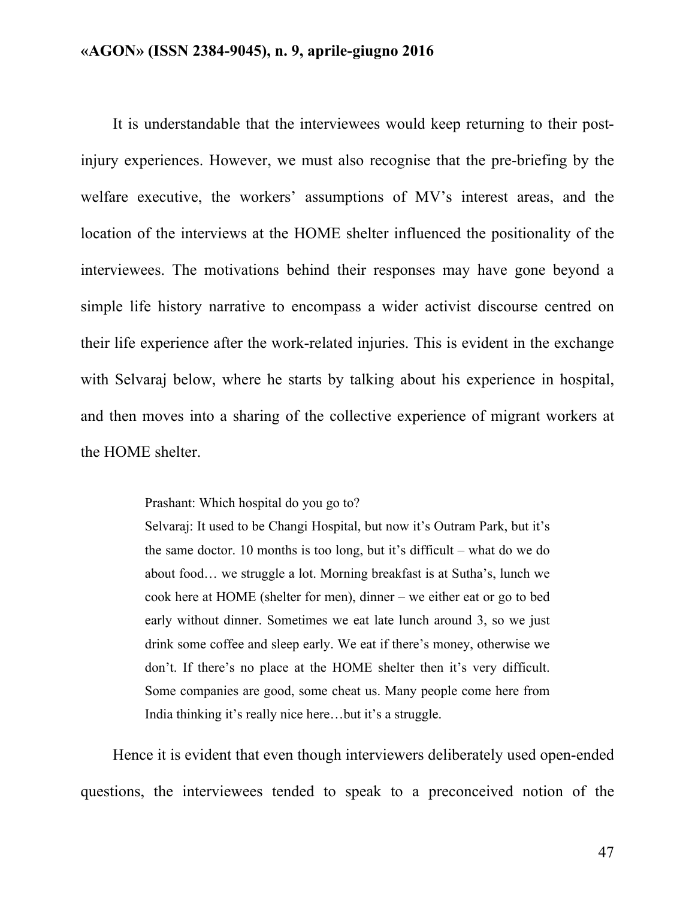It is understandable that the interviewees would keep returning to their post-injury experiences. However, we must also recognise that the pre-briefing by the welfare executive, the workers' assumptions of MV's interest areas, and the location of the interviews at the HOME shelter influenced the positionality of the interviewees. The motivations behind their responses may have gone beyond a simple life history narrative to encompass a wider activist discourse centred on their life experience after the work-related injuries. This is evident in the exchange with Selvaraj below, where he starts by talking about his experience in hospital, and then moves into a sharing of the collective experience of migrant workers at the HOME shelter.

> Prashant: Which hospital do you go to?
> Selvaraj: It used to be Changi Hospital, but now it's Outram Park, but it's the same doctor. 10 months is too long, but it's difficult – what do we do about food… we struggle a lot. Morning breakfast is at Sutha's, lunch we cook here at HOME (shelter for men), dinner – we either eat or go to bed early without dinner. Sometimes we eat late lunch around 3, so we just drink some coffee and sleep early. We eat if there's money, otherwise we don't. If there's no place at the HOME shelter then it's very difficult. Some companies are good, some cheat us. Many people come here from India thinking it's really nice here…but it's a struggle.

Hence it is evident that even though interviewers deliberately used open-ended questions, the interviewees tended to speak to a preconceived notion of the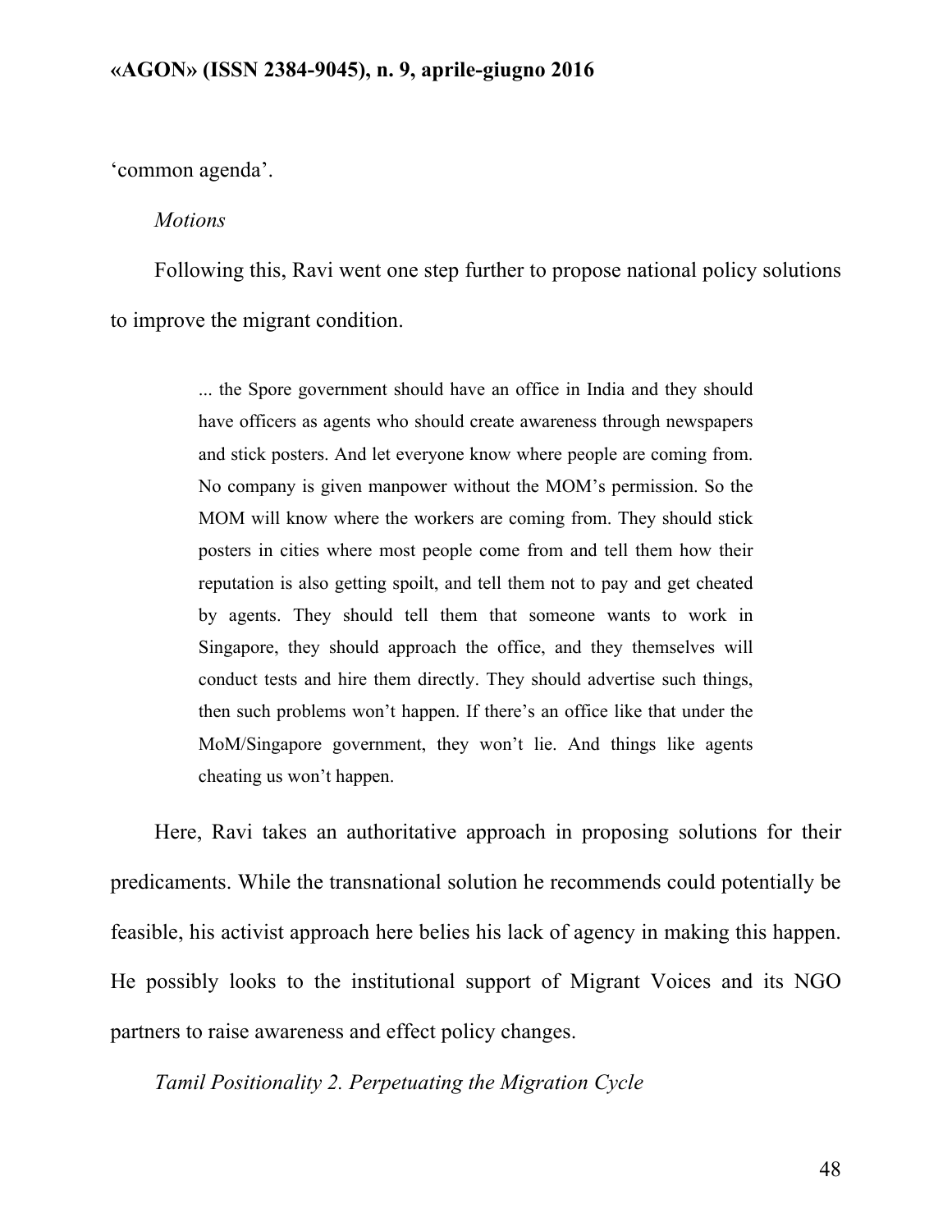‘common agenda’.

*Motions*

Following this, Ravi went one step further to propose national policy solutions to improve the migrant condition.

> ... the Spore government should have an office in India and they should have officers as agents who should create awareness through newspapers and stick posters. And let everyone know where people are coming from. No company is given manpower without the MOM’s permission. So the MOM will know where the workers are coming from. They should stick posters in cities where most people come from and tell them how their reputation is also getting spoilt, and tell them not to pay and get cheated by agents. They should tell them that someone wants to work in Singapore, they should approach the office, and they themselves will conduct tests and hire them directly. They should advertise such things, then such problems won’t happen. If there’s an office like that under the MoM/Singapore government, they won’t lie. And things like agents cheating us won’t happen.

Here, Ravi takes an authoritative approach in proposing solutions for their predicaments. While the transnational solution he recommends could potentially be feasible, his activist approach here belies his lack of agency in making this happen. He possibly looks to the institutional support of Migrant Voices and its NGO partners to raise awareness and effect policy changes.

*Tamil Positionality 2. Perpetuating the Migration Cycle*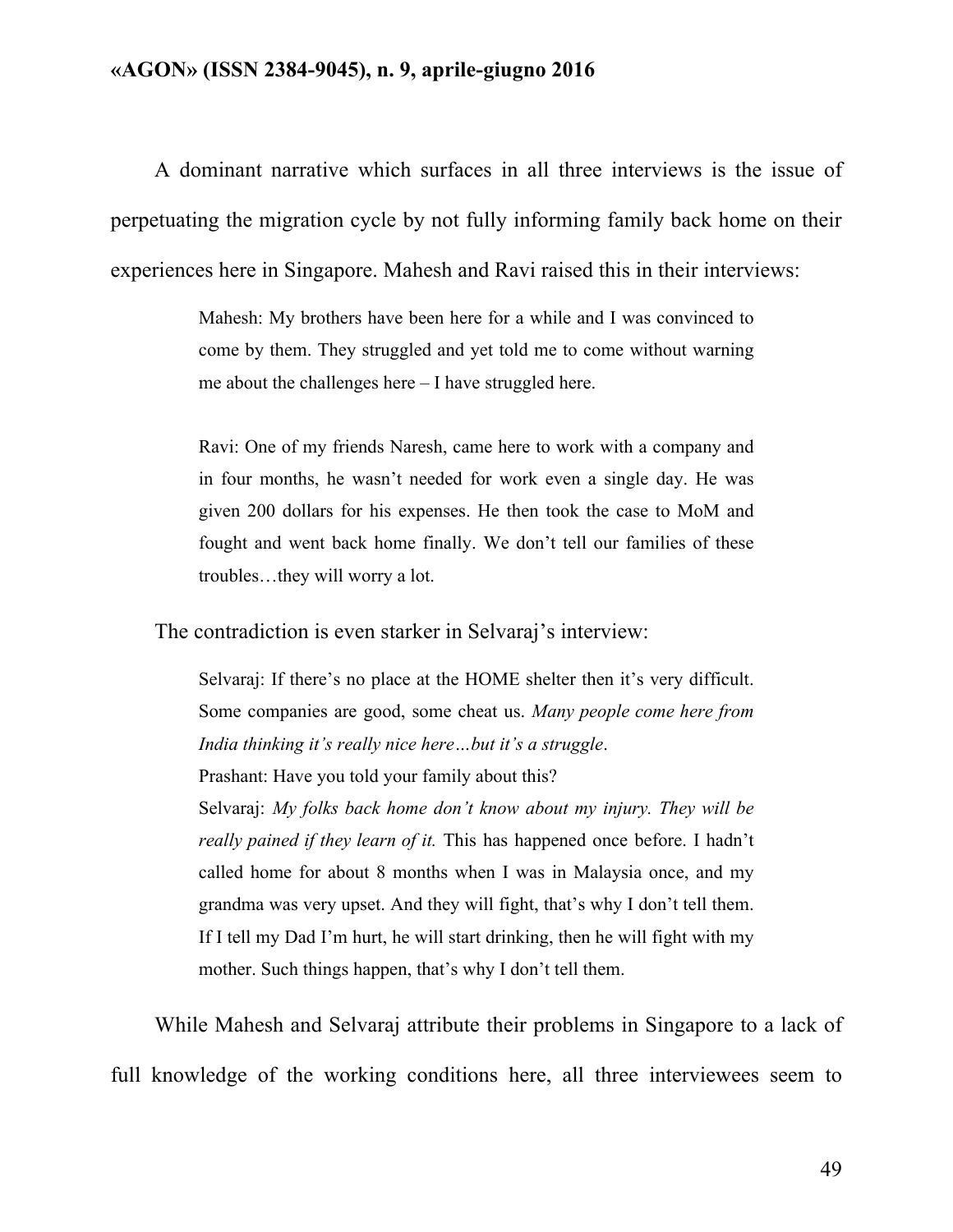A dominant narrative which surfaces in all three interviews is the issue of perpetuating the migration cycle by not fully informing family back home on their experiences here in Singapore. Mahesh and Ravi raised this in their interviews:

> Mahesh: My brothers have been here for a while and I was convinced to come by them. They struggled and yet told me to come without warning me about the challenges here – I have struggled here.
>
> Ravi: One of my friends Naresh, came here to work with a company and in four months, he wasn't needed for work even a single day. He was given 200 dollars for his expenses. He then took the case to MoM and fought and went back home finally. We don't tell our families of these troubles…they will worry a lot.

The contradiction is even starker in Selvaraj's interview:

> Selvaraj: If there's no place at the HOME shelter then it's very difficult. Some companies are good, some cheat us. *Many people come here from India thinking it's really nice here…but it's a struggle*.
> Prashant: Have you told your family about this?
> Selvaraj: *My folks back home don't know about my injury. They will be really pained if they learn of it.* This has happened once before. I hadn't called home for about 8 months when I was in Malaysia once, and my grandma was very upset. And they will fight, that's why I don't tell them. If I tell my Dad I'm hurt, he will start drinking, then he will fight with my mother. Such things happen, that's why I don't tell them.

While Mahesh and Selvaraj attribute their problems in Singapore to a lack of full knowledge of the working conditions here, all three interviewees seem to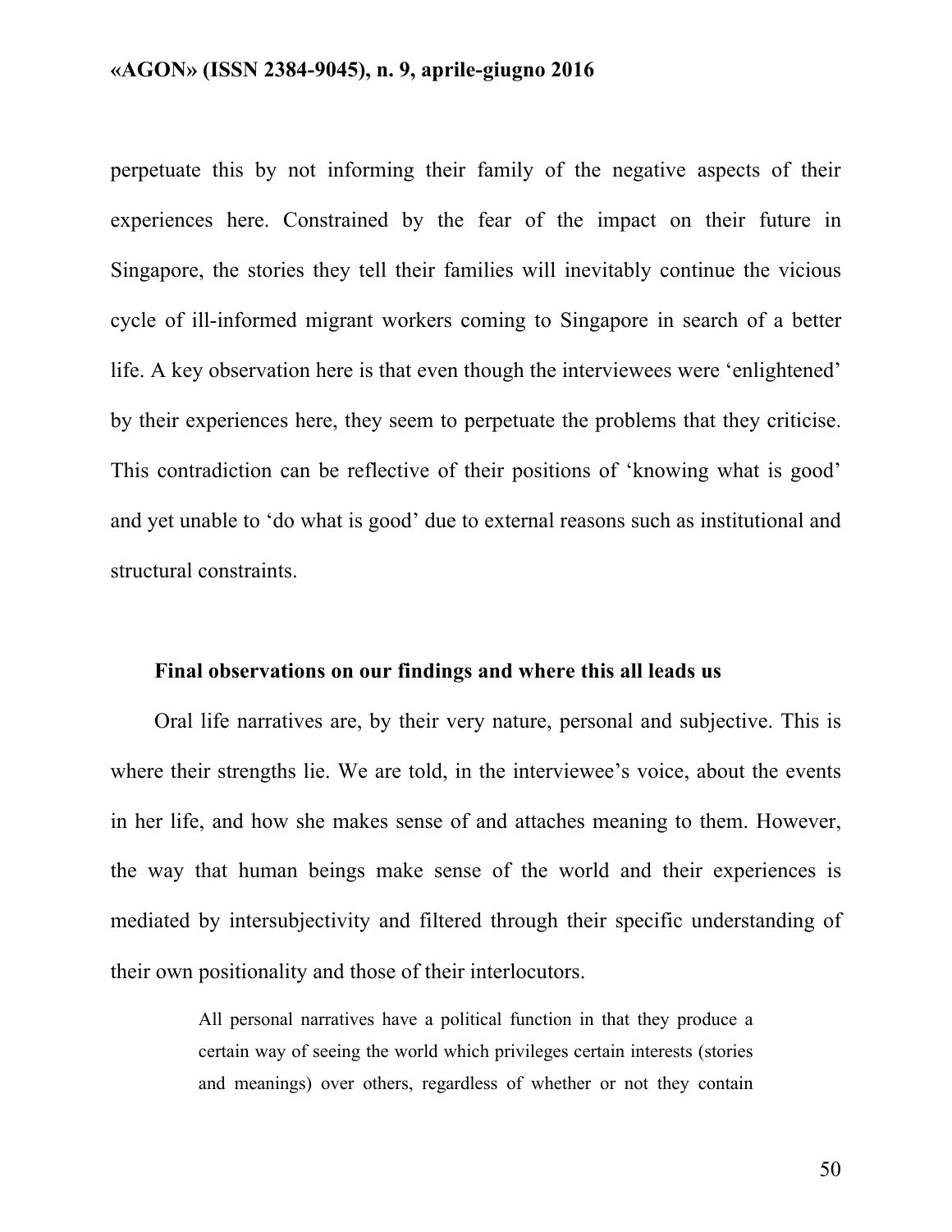perpetuate this by not informing their family of the negative aspects of their experiences here. Constrained by the fear of the impact on their future in Singapore, the stories they tell their families will inevitably continue the vicious cycle of ill-informed migrant workers coming to Singapore in search of a better life. A key observation here is that even though the interviewees were 'enlightened' by their experiences here, they seem to perpetuate the problems that they criticise. This contradiction can be reflective of their positions of 'knowing what is good' and yet unable to 'do what is good' due to external reasons such as institutional and structural constraints.

### Final observations on our findings and where this all leads us

Oral life narratives are, by their very nature, personal and subjective. This is where their strengths lie. We are told, in the interviewee's voice, about the events in her life, and how she makes sense of and attaches meaning to them. However, the way that human beings make sense of the world and their experiences is mediated by intersubjectivity and filtered through their specific understanding of their own positionality and those of their interlocutors.

> All personal narratives have a political function in that they produce a certain way of seeing the world which privileges certain interests (stories and meanings) over others, regardless of whether or not they contain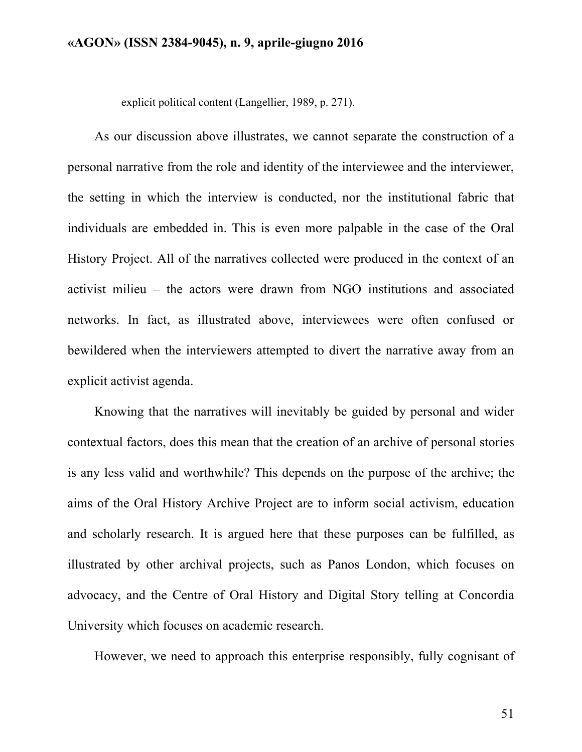explicit political content (Langellier, 1989, p. 271).

As our discussion above illustrates, we cannot separate the construction of a personal narrative from the role and identity of the interviewee and the interviewer, the setting in which the interview is conducted, nor the institutional fabric that individuals are embedded in. This is even more palpable in the case of the Oral History Project. All of the narratives collected were produced in the context of an activist milieu – the actors were drawn from NGO institutions and associated networks. In fact, as illustrated above, interviewees were often confused or bewildered when the interviewers attempted to divert the narrative away from an explicit activist agenda.

Knowing that the narratives will inevitably be guided by personal and wider contextual factors, does this mean that the creation of an archive of personal stories is any less valid and worthwhile? This depends on the purpose of the archive; the aims of the Oral History Archive Project are to inform social activism, education and scholarly research. It is argued here that these purposes can be fulfilled, as illustrated by other archival projects, such as Panos London, which focuses on advocacy, and the Centre of Oral History and Digital Story telling at Concordia University which focuses on academic research.

However, we need to approach this enterprise responsibly, fully cognisant of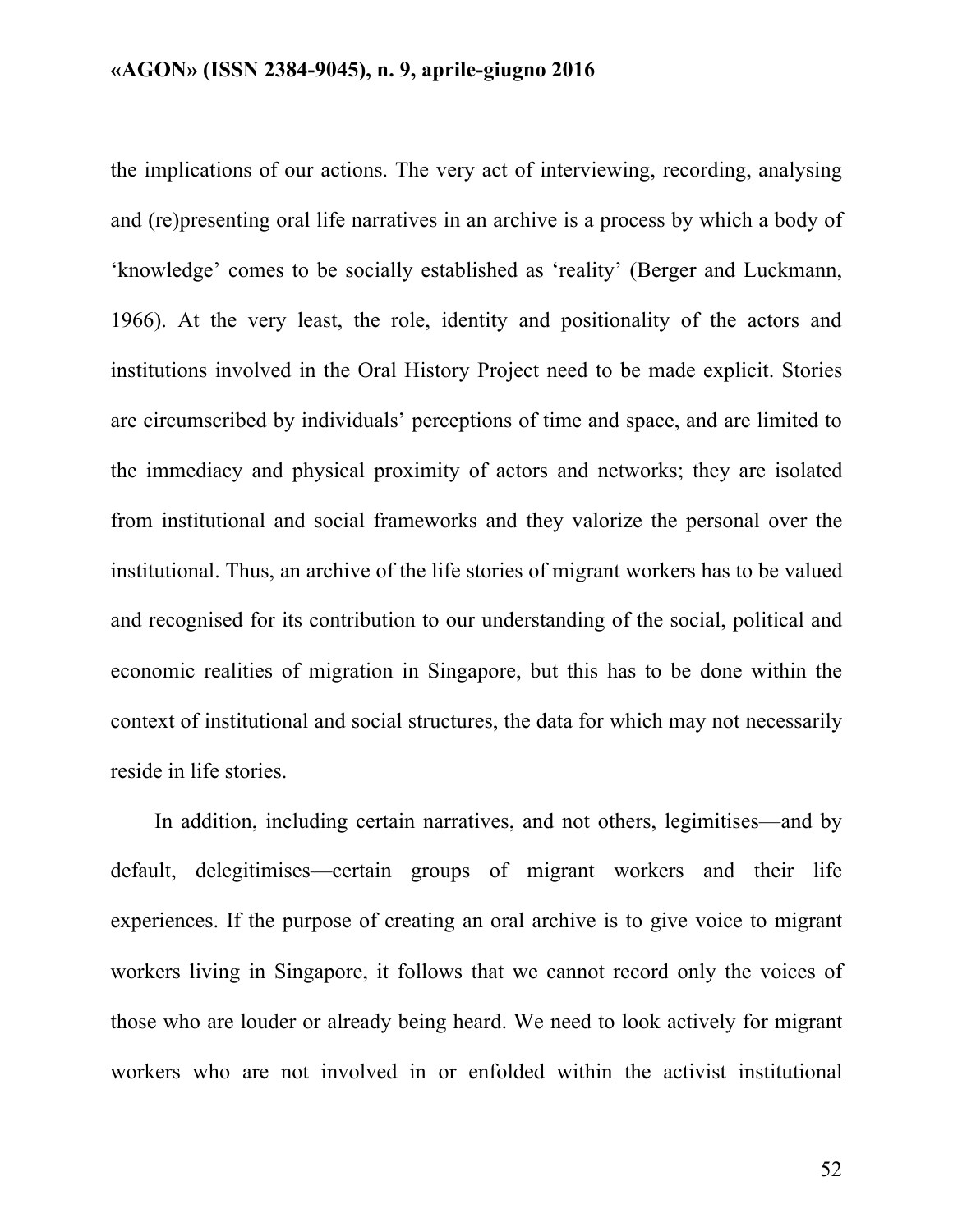the implications of our actions. The very act of interviewing, recording, analysing and (re)presenting oral life narratives in an archive is a process by which a body of 'knowledge' comes to be socially established as 'reality' (Berger and Luckmann, 1966). At the very least, the role, identity and positionality of the actors and institutions involved in the Oral History Project need to be made explicit. Stories are circumscribed by individuals' perceptions of time and space, and are limited to the immediacy and physical proximity of actors and networks; they are isolated from institutional and social frameworks and they valorize the personal over the institutional. Thus, an archive of the life stories of migrant workers has to be valued and recognised for its contribution to our understanding of the social, political and economic realities of migration in Singapore, but this has to be done within the context of institutional and social structures, the data for which may not necessarily reside in life stories.

In addition, including certain narratives, and not others, legimitises—and by default, delegitimises—certain groups of migrant workers and their life experiences. If the purpose of creating an oral archive is to give voice to migrant workers living in Singapore, it follows that we cannot record only the voices of those who are louder or already being heard. We need to look actively for migrant workers who are not involved in or enfolded within the activist institutional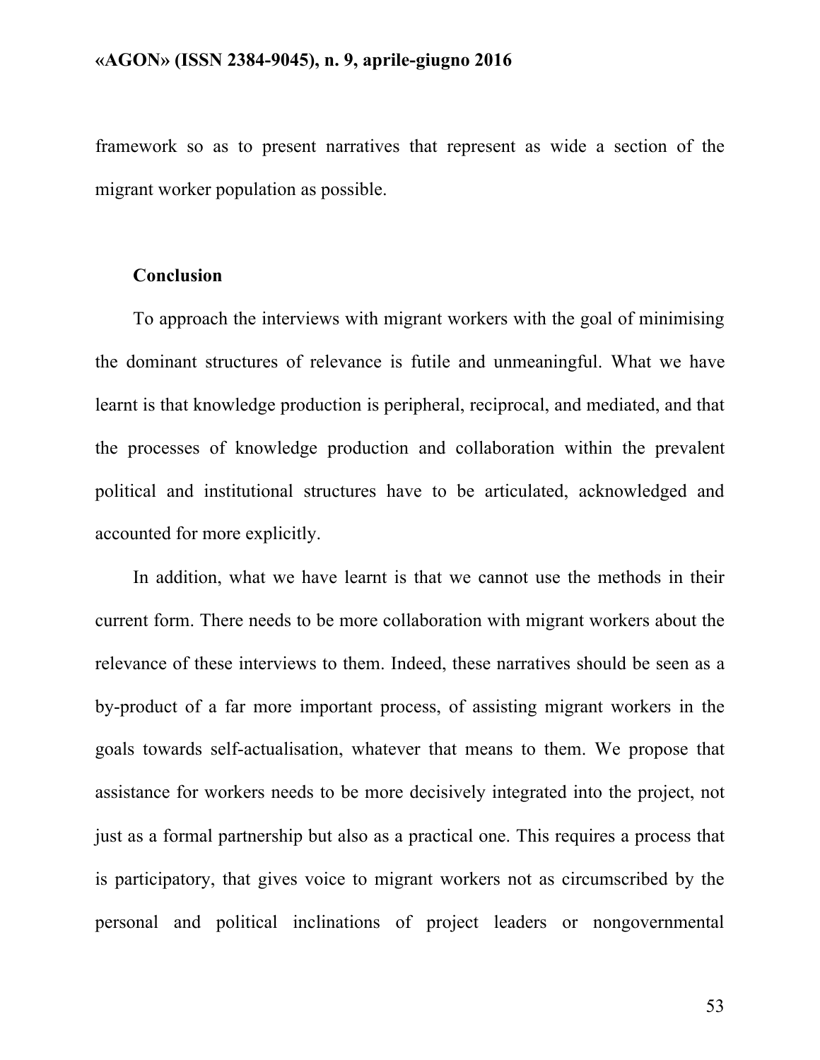framework so as to present narratives that represent as wide a section of the migrant worker population as possible.

## Conclusion

To approach the interviews with migrant workers with the goal of minimising the dominant structures of relevance is futile and unmeaningful. What we have learnt is that knowledge production is peripheral, reciprocal, and mediated, and that the processes of knowledge production and collaboration within the prevalent political and institutional structures have to be articulated, acknowledged and accounted for more explicitly.

In addition, what we have learnt is that we cannot use the methods in their current form. There needs to be more collaboration with migrant workers about the relevance of these interviews to them. Indeed, these narratives should be seen as a by-product of a far more important process, of assisting migrant workers in the goals towards self-actualisation, whatever that means to them. We propose that assistance for workers needs to be more decisively integrated into the project, not just as a formal partnership but also as a practical one. This requires a process that is participatory, that gives voice to migrant workers not as circumscribed by the personal and political inclinations of project leaders or nongovernmental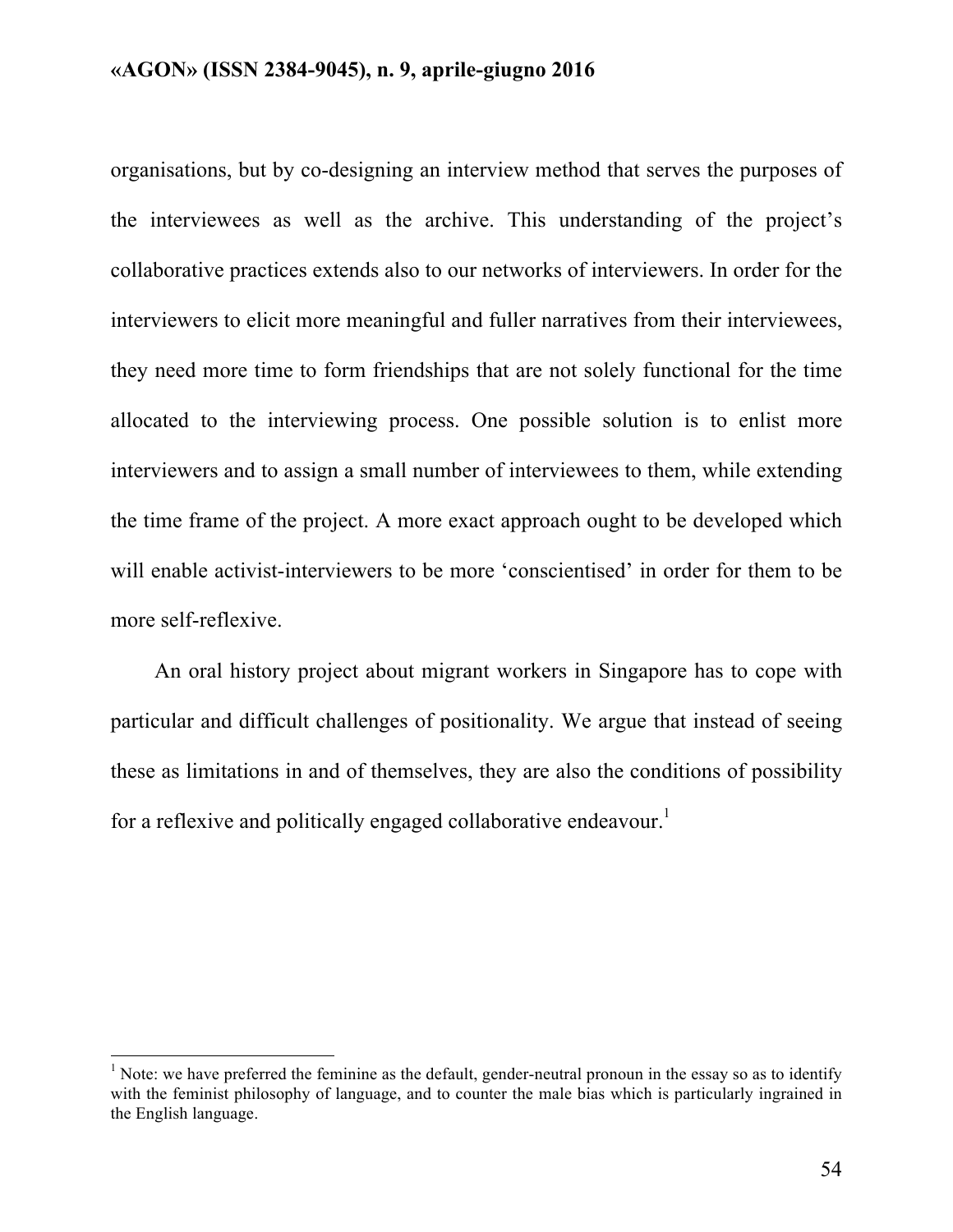organisations, but by co-designing an interview method that serves the purposes of the interviewees as well as the archive. This understanding of the project's collaborative practices extends also to our networks of interviewers. In order for the interviewers to elicit more meaningful and fuller narratives from their interviewees, they need more time to form friendships that are not solely functional for the time allocated to the interviewing process. One possible solution is to enlist more interviewers and to assign a small number of interviewees to them, while extending the time frame of the project. A more exact approach ought to be developed which will enable activist-interviewers to be more 'conscientised' in order for them to be more self-reflexive.

An oral history project about migrant workers in Singapore has to cope with particular and difficult challenges of positionality. We argue that instead of seeing these as limitations in and of themselves, they are also the conditions of possibility for a reflexive and politically engaged collaborative endeavour.[1]

[1] Note: we have preferred the feminine as the default, gender-neutral pronoun in the essay so as to identify with the feminist philosophy of language, and to counter the male bias which is particularly ingrained in the English language.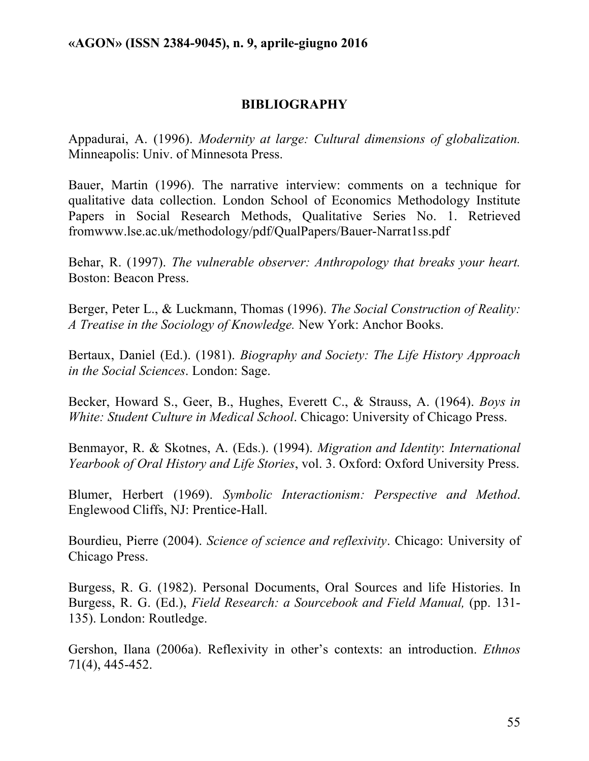## BIBLIOGRAPHY

Appadurai, A. (1996). *Modernity at large: Cultural dimensions of globalization.* Minneapolis: Univ. of Minnesota Press.

Bauer, Martin (1996). The narrative interview: comments on a technique for qualitative data collection. London School of Economics Methodology Institute Papers in Social Research Methods, Qualitative Series No. 1. Retrieved fromwww.lse.ac.uk/methodology/pdf/QualPapers/Bauer-Narrat1ss.pdf

Behar, R. (1997). *The vulnerable observer: Anthropology that breaks your heart.* Boston: Beacon Press.

Berger, Peter L., & Luckmann, Thomas (1996). *The Social Construction of Reality: A Treatise in the Sociology of Knowledge.* New York: Anchor Books.

Bertaux, Daniel (Ed.). (1981). *Biography and Society: The Life History Approach in the Social Sciences*. London: Sage.

Becker, Howard S., Geer, B., Hughes, Everett C., & Strauss, A. (1964). *Boys in White: Student Culture in Medical School*. Chicago: University of Chicago Press.

Benmayor, R. & Skotnes, A. (Eds.). (1994). *Migration and Identity*: *International Yearbook of Oral History and Life Stories*, vol. 3. Oxford: Oxford University Press.

Blumer, Herbert (1969). *Symbolic Interactionism: Perspective and Method*. Englewood Cliffs, NJ: Prentice-Hall.

Bourdieu, Pierre (2004). *Science of science and reflexivity*. Chicago: University of Chicago Press.

Burgess, R. G. (1982). Personal Documents, Oral Sources and life Histories. In Burgess, R. G. (Ed.), *Field Research: a Sourcebook and Field Manual,* (pp. 131-135). London: Routledge.

Gershon, Ilana (2006a). Reflexivity in other's contexts: an introduction. *Ethnos* 71(4), 445-452.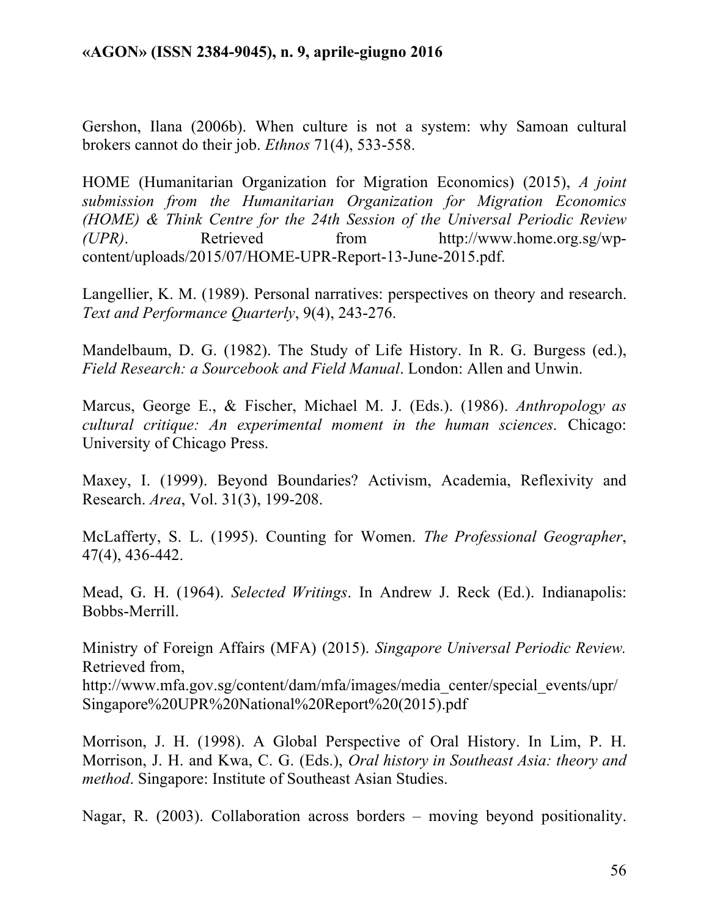Gershon, Ilana (2006b). When culture is not a system: why Samoan cultural brokers cannot do their job. *Ethnos* 71(4), 533-558.

HOME (Humanitarian Organization for Migration Economics) (2015), *A joint submission from the Humanitarian Organization for Migration Economics (HOME) & Think Centre for the 24th Session of the Universal Periodic Review (UPR)*. Retrieved from http://www.home.org.sg/wp-content/uploads/2015/07/HOME-UPR-Report-13-June-2015.pdf.

Langellier, K. M. (1989). Personal narratives: perspectives on theory and research. *Text and Performance Quarterly*, 9(4), 243-276.

Mandelbaum, D. G. (1982). The Study of Life History. In R. G. Burgess (ed.), *Field Research: a Sourcebook and Field Manual*. London: Allen and Unwin.

Marcus, George E., & Fischer, Michael M. J. (Eds.). (1986). *Anthropology as cultural critique: An experimental moment in the human sciences*. Chicago: University of Chicago Press.

Maxey, I. (1999). Beyond Boundaries? Activism, Academia, Reflexivity and Research. *Area*, Vol. 31(3), 199-208.

McLafferty, S. L. (1995). Counting for Women. *The Professional Geographer*, 47(4), 436-442.

Mead, G. H. (1964). *Selected Writings*. In Andrew J. Reck (Ed.). Indianapolis: Bobbs-Merrill.

Ministry of Foreign Affairs (MFA) (2015). *Singapore Universal Periodic Review.* Retrieved from,
http://www.mfa.gov.sg/content/dam/mfa/images/media_center/special_events/upr/Singapore%20UPR%20National%20Report%20(2015).pdf

Morrison, J. H. (1998). A Global Perspective of Oral History. In Lim, P. H. Morrison, J. H. and Kwa, C. G. (Eds.), *Oral history in Southeast Asia: theory and method*. Singapore: Institute of Southeast Asian Studies.

Nagar, R. (2003). Collaboration across borders – moving beyond positionality.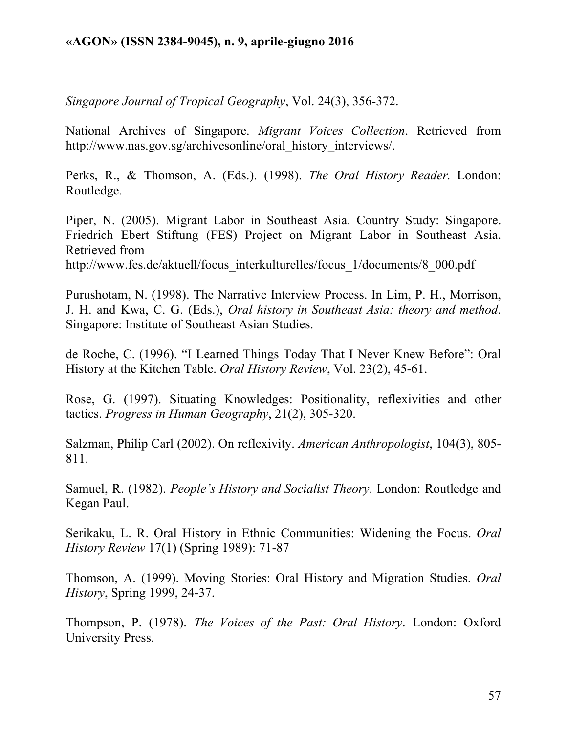*Singapore Journal of Tropical Geography*, Vol. 24(3), 356-372.

National Archives of Singapore. *Migrant Voices Collection*. Retrieved from http://www.nas.gov.sg/archivesonline/oral_history_interviews/.

Perks, R., & Thomson, A. (Eds.). (1998). *The Oral History Reader.* London: Routledge.

Piper, N. (2005). Migrant Labor in Southeast Asia. Country Study: Singapore. Friedrich Ebert Stiftung (FES) Project on Migrant Labor in Southeast Asia. Retrieved from
http://www.fes.de/aktuell/focus_interkulturelles/focus_1/documents/8_000.pdf

Purushotam, N. (1998). The Narrative Interview Process. In Lim, P. H., Morrison, J. H. and Kwa, C. G. (Eds.), *Oral history in Southeast Asia: theory and method*. Singapore: Institute of Southeast Asian Studies.

de Roche, C. (1996). "I Learned Things Today That I Never Knew Before": Oral History at the Kitchen Table. *Oral History Review*, Vol. 23(2), 45-61.

Rose, G. (1997). Situating Knowledges: Positionality, reflexivities and other tactics. *Progress in Human Geography*, 21(2), 305-320.

Salzman, Philip Carl (2002). On reflexivity. *American Anthropologist*, 104(3), 805-811.

Samuel, R. (1982). *People's History and Socialist Theory*. London: Routledge and Kegan Paul.

Serikaku, L. R. Oral History in Ethnic Communities: Widening the Focus. *Oral History Review* 17(1) (Spring 1989): 71-87

Thomson, A. (1999). Moving Stories: Oral History and Migration Studies. *Oral History*, Spring 1999, 24-37.

Thompson, P. (1978). *The Voices of the Past: Oral History*. London: Oxford University Press.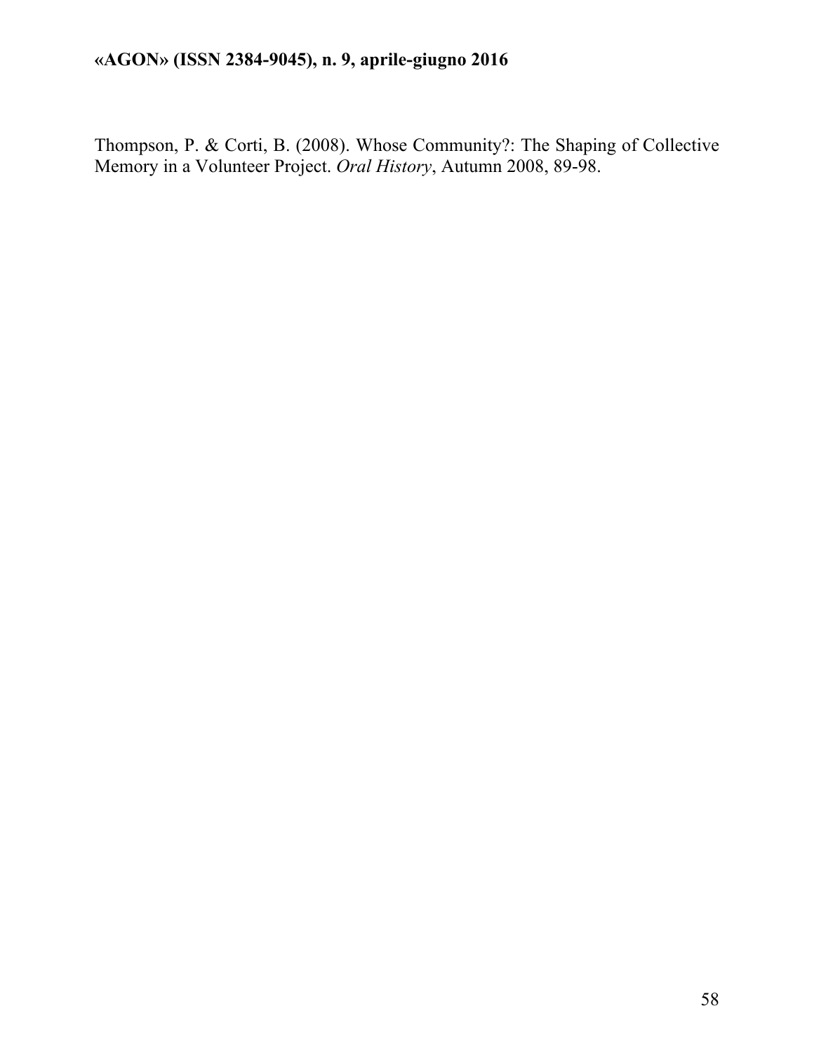Thompson, P. & Corti, B. (2008). Whose Community?: The Shaping of Collective Memory in a Volunteer Project. *Oral History*, Autumn 2008, 89-98.